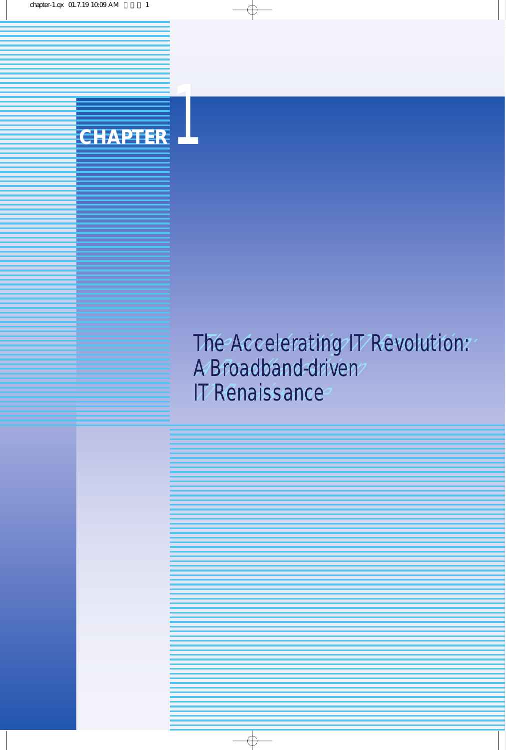# CHAPTER 1

# The Accelerating IT Revolution: A Broadband-driven IT Renaissance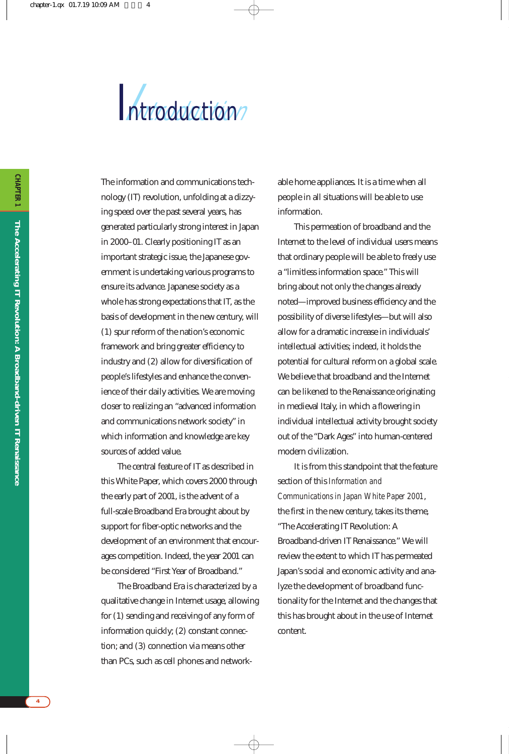# Introduction

The information and communications technology (IT) revolution, unfolding at a dizzying speed over the past several years, has generated particularly strong interest in Japan in 2000–01. Clearly positioning IT as an important strategic issue, the Japanese government is undertaking various programs to ensure its advance. Japanese society as a whole has strong expectations that IT, as the basis of development in the new century, will (1) spur reform of the nation's economic framework and bring greater efficiency to industry and (2) allow for diversification of people's lifestyles and enhance the convenience of their daily activities. We are moving closer to realizing an "advanced information and communications network society" in which information and knowledge are key sources of added value.

The central feature of IT as described in this White Paper, which covers 2000 through the early part of 2001, is the advent of a full-scale Broadband Era brought about by support for fiber-optic networks and the development of an environment that encourages competition. Indeed, the year 2001 can be considered "First Year of Broadband."

The Broadband Era is characterized by a qualitative change in Internet usage, allowing for (1) sending and receiving of any form of information quickly; (2) constant connection; and (3) connection via means other than PCs, such as cell phones and network-able home appliances. It is a time when all people in all situations will be able to use information.

This permeation of broadband and the Internet to the level of individual users means that ordinary people will be able to freely use a "limitless information space." This will bring about not only the changes already noted—improved business efficiency and the possibility of diverse lifestyles—but will also allow for a dramatic increase in individuals' intellectual activities; indeed, it holds the potential for cultural reform on a global scale. We believe that broadband and the Internet can be likened to the Renaissance originating in medieval Italy, in which a flowering in individual intellectual activity brought society out of the "Dark Ages" into human-centered modern civilization.

It is from this standpoint that the feature section of this *Information and Communications in Japan White Paper 2001*, the first in the new century, takes its theme, "The Accelerating IT Revolution: A Broadband-driven IT Renaissance." We will review the extent to which IT has permeated Japan's social and economic activity and analyze the development of broadband functionality for the Internet and the changes that this has brought about in the use of Internet content.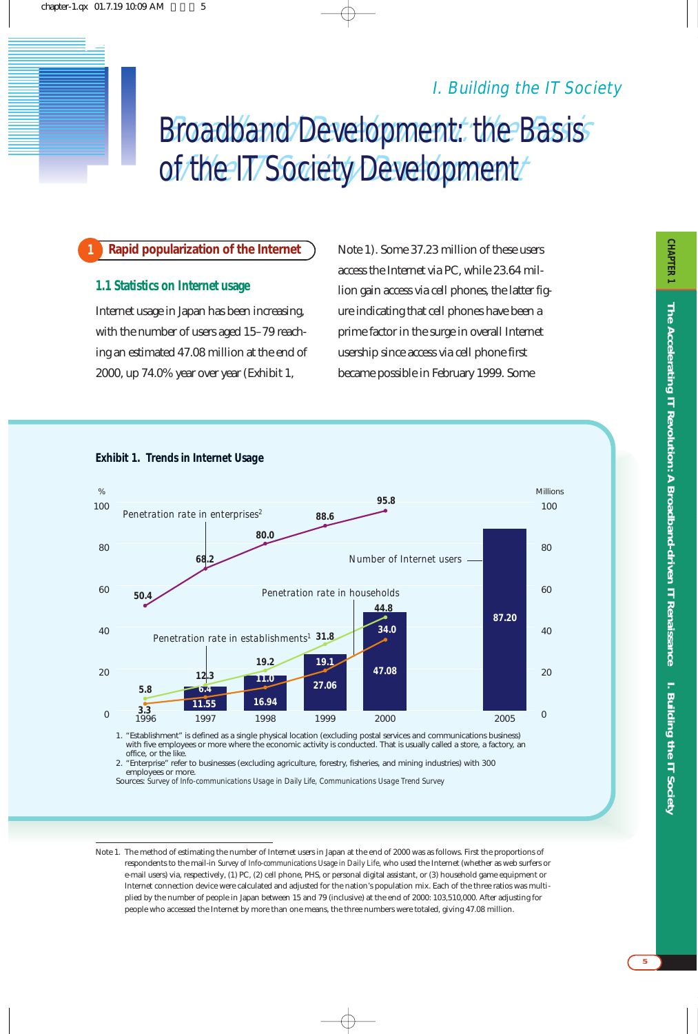## I. Building the IT Society

# Broadband Development: the Basis of the IT Society Development

## 1 Rapid popularization of the Internet

### 1.1 Statistics on Internet usage

Internet usage in Japan has been increasing, with the number of users aged 15–79 reaching an estimated 47.08 million at the end of 2000, up 74.0% year over year (Exhibit 1, Note 1). Some 37.23 million of these users access the Internet via PC, while 23.64 million gain access via cell phones, the latter figure indicating that cell phones have been a prime factor in the surge in overall Internet usership since access via cell phone first became possible in February 1999. Some

**Exhibit 1. Trends in Internet Usage**

| Year | Number of Internet users (Millions) | Penetration rate in enterprises[2] (%) | Penetration rate in establishments[1] (%) | Penetration rate in households (%) |
|---|---|---|---|---|
| 1996 | | 50.4 | 5.8 | 3.3 |
| 1997 | 11.55 | 68.2 | 12.3 | 6.4 |
| 1998 | 16.94 | 80.0 | 19.2 | 11.0 |
| 1999 | 27.06 | 88.6 | 31.8 | 19.1 |
| 2000 | 47.08 | 95.8 | 44.8 | 34.0 |
| 2005 | 87.20 | | | |

1. "Establishment" is defined as a single physical location (excluding postal services and communications business) with five employees or more where the economic activity is conducted. That is usually called a store, a factory, an office, or the like.
2. "Enterprise" refer to businesses (excluding agriculture, forestry, fisheries, and mining industries) with 300 employees or more.

Sources: Survey of Info-communications Usage in Daily Life, Communications Usage Trend Survey

Note 1. The method of estimating the number of Internet users in Japan at the end of 2000 was as follows. First the proportions of respondents to the mail-in *Survey of Info-communications Usage in Daily Life*, who used the Internet (whether as web surfers or e-mail users) via, respectively, (1) PC, (2) cell phone, PHS, or personal digital assistant, or (3) household game equipment or Internet connection device were calculated and adjusted for the nation's population mix. Each of the three ratios was multiplied by the number of people in Japan between 15 and 79 (inclusive) at the end of 2000: 103,510,000. After adjusting for people who accessed the Internet by more than one means, the three numbers were totaled, giving 47.08 million.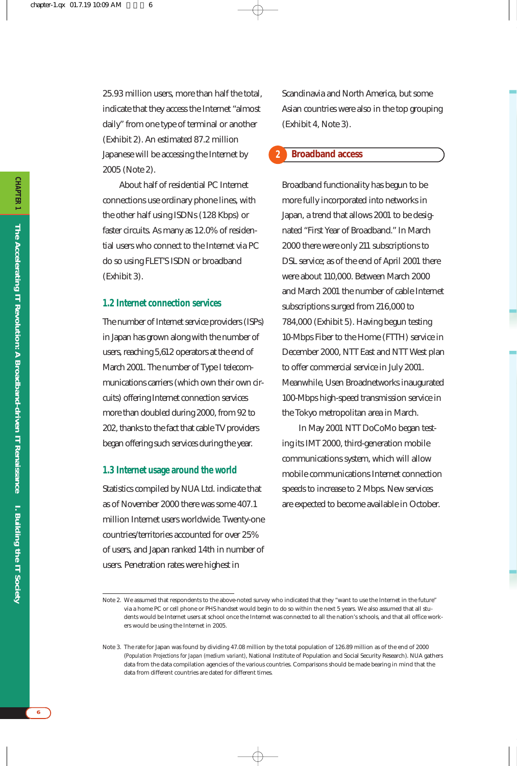25.93 million users, more than half the total, indicate that they access the Internet "almost daily" from one type of terminal or another (Exhibit 2). An estimated 87.2 million Japanese will be accessing the Internet by 2005 (Note 2).

About half of residential PC Internet connections use ordinary phone lines, with the other half using ISDNs (128 Kbps) or faster circuits. As many as 12.0% of residential users who connect to the Internet via PC do so using FLET'S ISDN or broadband (Exhibit 3).

### 1.2 Internet connection services

The number of Internet service providers (ISPs) in Japan has grown along with the number of users, reaching 5,612 operators at the end of March 2001. The number of Type I telecommunications carriers (which own their own circuits) offering Internet connection services more than doubled during 2000, from 92 to 202, thanks to the fact that cable TV providers began offering such services during the year.

### 1.3 Internet usage around the world

Statistics compiled by NUA Ltd. indicate that as of November 2000 there was some 407.1 million Internet users worldwide. Twenty-one countries/territories accounted for over 25% of users, and Japan ranked 14th in number of users. Penetration rates were highest in Scandinavia and North America, but some Asian countries were also in the top grouping (Exhibit 4, Note 3).

## 2 Broadband access

Broadband functionality has begun to be more fully incorporated into networks in Japan, a trend that allows 2001 to be designated "First Year of Broadband." In March 2000 there were only 211 subscriptions to DSL service; as of the end of April 2001 there were about 110,000. Between March 2000 and March 2001 the number of cable Internet subscriptions surged from 216,000 to 784,000 (Exhibit 5). Having begun testing 10-Mbps Fiber to the Home (FTTH) service in December 2000, NTT East and NTT West plan to offer commercial service in July 2001. Meanwhile, Usen Broadnetworks inaugurated 100-Mbps high-speed transmission service in the Tokyo metropolitan area in March.

In May 2001 NTT DoCoMo began testing its IMT 2000, third-generation mobile communications system, which will allow mobile communications Internet connection speeds to increase to 2 Mbps. New services are expected to become available in October.

---

Note 2. We assumed that respondents to the above-noted survey who indicated that they "want to use the Internet in the future" via a home PC or cell phone or PHS handset would begin to do so within the next 5 years. We also assumed that all students would be Internet users at school once the Internet was connected to all the nation's schools, and that all office workers would be using the Internet in 2005.

Note 3. The rate for Japan was found by dividing 47.08 million by the total population of 126.89 million as of the end of 2000 (*Population Projections for Japan (medium variant)*, National Institute of Population and Social Security Research). NUA gathers data from the data compilation agencies of the various countries. Comparisons should be made bearing in mind that the data from different countries are dated for different times.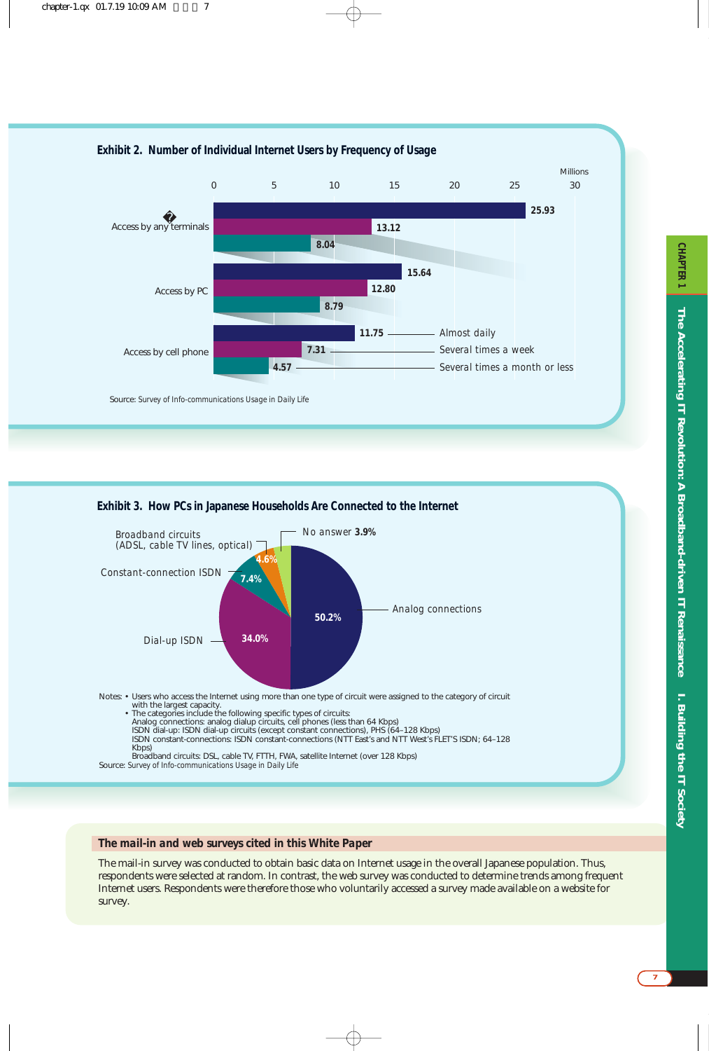## Exhibit 2. Number of Individual Internet Users by Frequency of Usage

Millions

| | Almost daily | Several times a week | Several times a month or less |
|---|---|---|---|
| Access by any terminals | 25.93 | 13.12 | 8.04 |
| Access by PC | 15.64 | 12.80 | 8.79 |
| Access by cell phone | 11.75 | 7.31 | 4.57 |

Source: Survey of Info-communications Usage in Daily Life

## Exhibit 3. How PCs in Japanese Households Are Connected to the Internet

| Connection type | Share |
|---|---|
| Analog connections | 50.2% |
| Dial-up ISDN | 34.0% |
| Constant-connection ISDN | 7.4% |
| Broadband circuits (ADSL, cable TV lines, optical) | 4.6% |
| No answer | 3.9% |

Notes:
- Users who access the Internet using more than one type of circuit were assigned to the category of circuit with the largest capacity.
- The categories include the following specific types of circuits:
  Analog connections: analog dialup circuits, cell phones (less than 64 Kbps)
  ISDN dial-up: ISDN dial-up circuits (except constant connections), PHS (64–128 Kbps)
  ISDN constant-connections: ISDN constant-connections (NTT East's and NTT West's FLET'S ISDN; 64–128 Kbps)
  Broadband circuits: DSL, cable TV, FTTH, FWA, satellite Internet (over 128 Kbps)

Source: Survey of Info-communications Usage in Daily Life

### The mail-in and web surveys cited in this White Paper

The mail-in survey was conducted to obtain basic data on Internet usage in the overall Japanese population. Thus, respondents were selected at random. In contrast, the web survey was conducted to determine trends among frequent Internet users. Respondents were therefore those who voluntarily accessed a survey made available on a website for survey.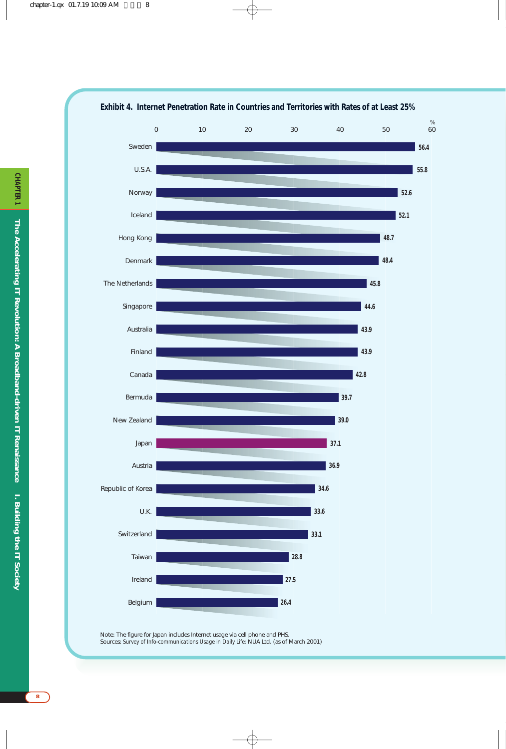**Exhibit 4. Internet Penetration Rate in Countries and Territories with Rates of at Least 25%**

| Country/Territory | % |
|---|---|
| Sweden | 56.4 |
| U.S.A. | 55.8 |
| Norway | 52.6 |
| Iceland | 52.1 |
| Hong Kong | 48.7 |
| Denmark | 48.4 |
| The Netherlands | 45.8 |
| Singapore | 44.6 |
| Australia | 43.9 |
| Finland | 43.9 |
| Canada | 42.8 |
| Bermuda | 39.7 |
| New Zealand | 39.0 |
| Japan | 37.1 |
| Austria | 36.9 |
| Republic of Korea | 34.6 |
| U.K. | 33.6 |
| Switzerland | 33.1 |
| Taiwan | 28.8 |
| Ireland | 27.5 |
| Belgium | 26.4 |

Note: The figure for Japan includes Internet usage via cell phone and PHS.
Sources: Survey of Info-communications Usage in Daily Life; NUA Ltd. (as of March 2001)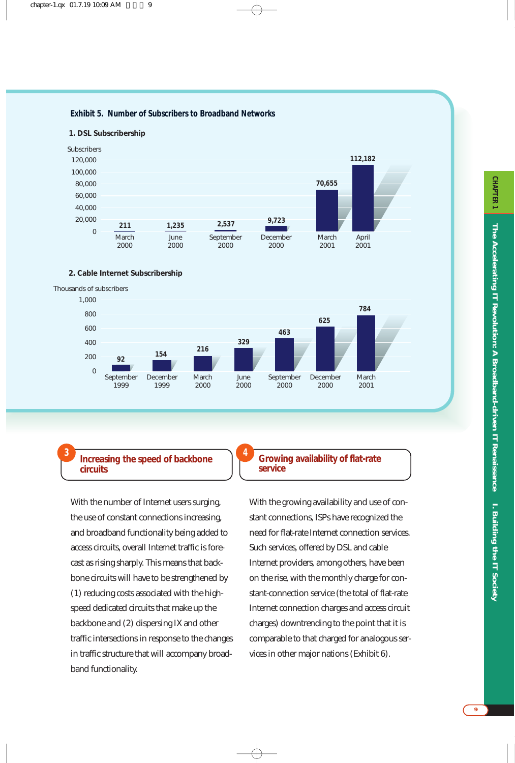**Exhibit 5. Number of Subscribers to Broadband Networks**

**1. DSL Subscribership**

| | Subscribers |
|---|---|
| March 2000 | 211 |
| June 2000 | 1,235 |
| September 2000 | 2,537 |
| December 2000 | 9,723 |
| March 2001 | 70,655 |
| April 2001 | 112,182 |

**2. Cable Internet Subscribership**

| | Thousands of subscribers |
|---|---|
| September 1999 | 92 |
| December 1999 | 154 |
| March 2000 | 216 |
| June 2000 | 329 |
| September 2000 | 463 |
| December 2000 | 625 |
| March 2001 | 784 |

## 3 Increasing the speed of backbone circuits

With the number of Internet users surging, the use of constant connections increasing, and broadband functionality being added to access circuits, overall Internet traffic is forecast as rising sharply. This means that backbone circuits will have to be strengthened by (1) reducing costs associated with the high-speed dedicated circuits that make up the backbone and (2) dispersing IX and other traffic intersections in response to the changes in traffic structure that will accompany broadband functionality.

## 4 Growing availability of flat-rate service

With the growing availability and use of constant connections, ISPs have recognized the need for flat-rate Internet connection services. Such services, offered by DSL and cable Internet providers, among others, have been on the rise, with the monthly charge for constant-connection service (the total of flat-rate Internet connection charges and access circuit charges) downtrending to the point that it is comparable to that charged for analogous services in other major nations (Exhibit 6).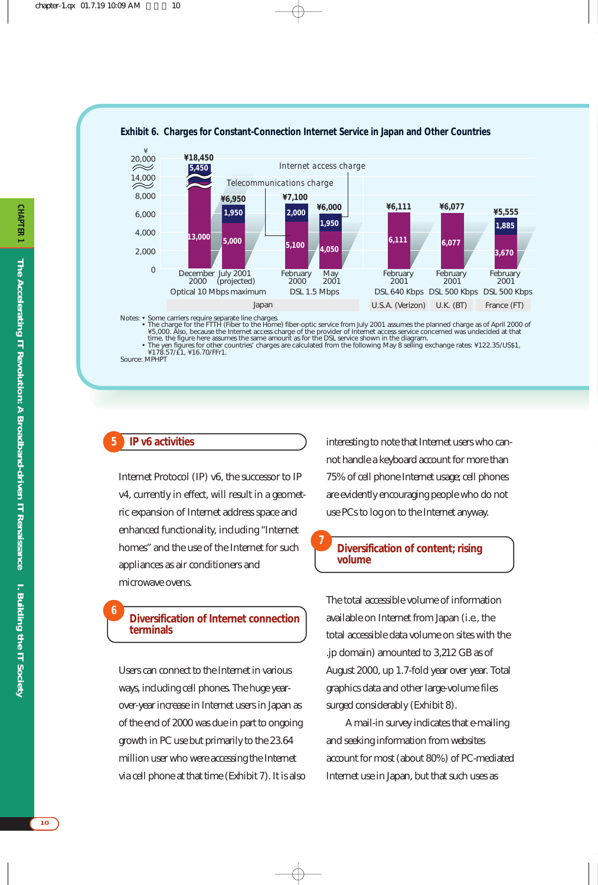**Exhibit 6. Charges for Constant-Connection Internet Service in Japan and Other Countries**

| Country | Service | Period | Telecommunications charge (¥) | Internet access charge (¥) | Total (¥) |
|---|---|---|---|---|---|
| Japan | Optical 10 Mbps maximum | December 2000 | 13,000 | 5,450 | 18,450 |
| Japan | Optical 10 Mbps maximum | July 2001 (projected) | 5,000 | 1,950 | 6,950 |
| Japan | DSL 1.5 Mbps | February 2000 | 5,100 | 2,000 | 7,100 |
| Japan | DSL 1.5 Mbps | May 2001 | 4,050 | 1,950 | 6,000 |
| U.S.A. (Verizon) | DSL 640 Kbps | February 2001 | 6,111 | | 6,111 |
| U.K. (BT) | DSL 500 Kbps | February 2001 | 6,077 | | 6,077 |
| France (FT) | DSL 500 Kbps | February 2001 | 3,670 | 1,885 | 5,555 |

Notes: • Some carriers require separate line charges.
• The charge for the FTTH (Fiber to the Home) fiber-optic service from July 2001 assumes the planned charge as of April 2000 of ¥5,000. Also, because the Internet access charge of the provider of Internet access service concerned was undecided at that time, the figure here assumes the same amount as for the DSL service shown in the diagram.
• The yen figures for other countries' charges are calculated from the following May 8 selling exchange rates: ¥122.35/US$1, ¥178.57/£1, ¥16.70/FFr1.

Source: MPHPT

## 5 IP v6 activities

Internet Protocol (IP) v6, the successor to IP v4, currently in effect, will result in a geometric expansion of Internet address space and enhanced functionality, including "Internet homes" and the use of the Internet for such appliances as air conditioners and microwave ovens.

## 6 Diversification of Internet connection terminals

Users can connect to the Internet in various ways, including cell phones. The huge year-over-year increase in Internet users in Japan as of the end of 2000 was due in part to ongoing growth in PC use but primarily to the 23.64 million user who were accessing the Internet via cell phone at that time (Exhibit 7). It is also interesting to note that Internet users who cannot handle a keyboard account for more than 75% of cell phone Internet usage; cell phones are evidently encouraging people who do not use PCs to log on to the Internet anyway.

## 7 Diversification of content; rising volume

The total accessible volume of information available on Internet from Japan (i.e., the total accessible data volume on sites with the .jp domain) amounted to 3,212 GB as of August 2000, up 1.7-fold year over year. Total graphics data and other large-volume files surged considerably (Exhibit 8).

A mail-in survey indicates that e-mailing and seeking information from websites account for most (about 80%) of PC-mediated Internet use in Japan, but that such uses as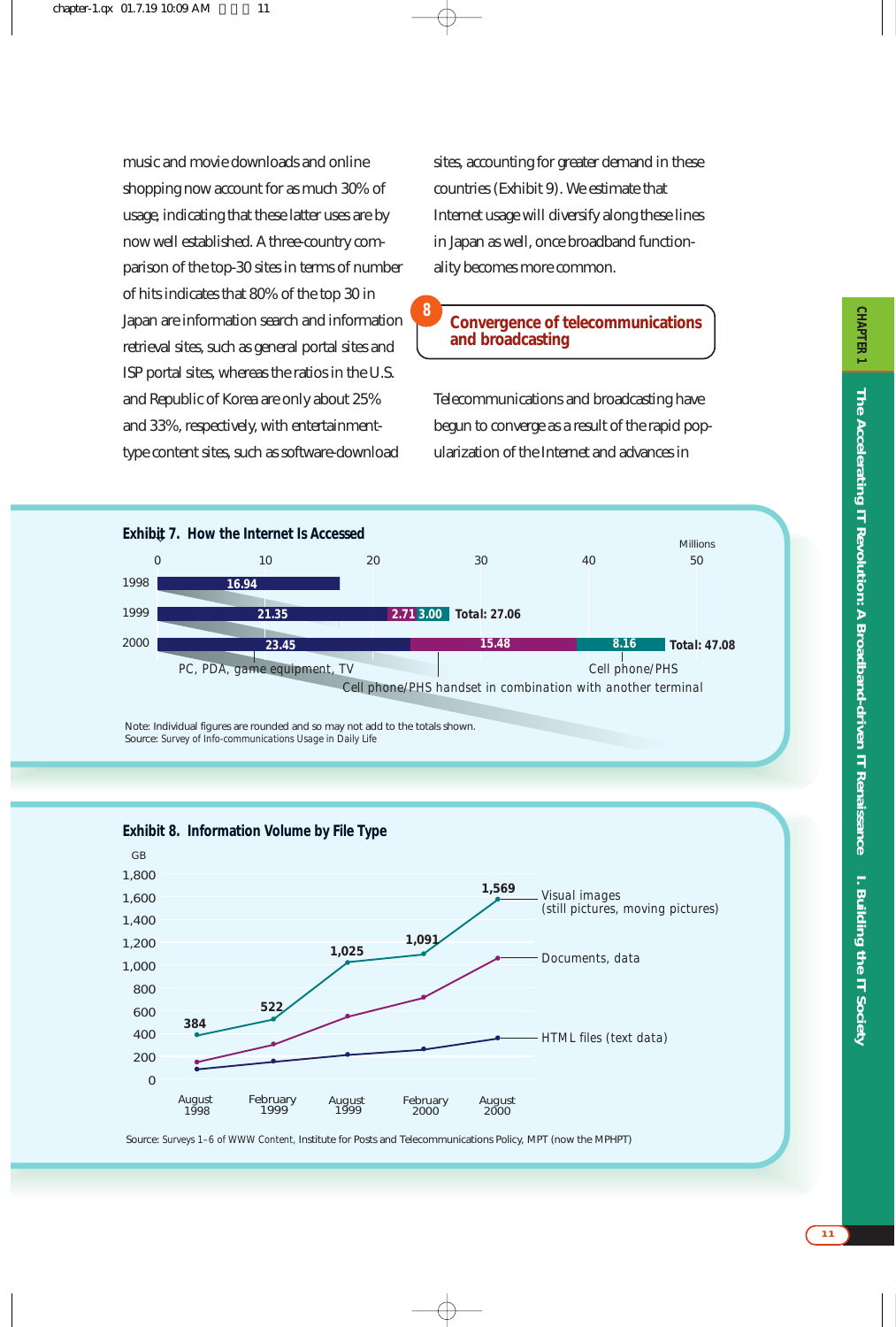music and movie downloads and online shopping now account for as much 30% of usage, indicating that these latter uses are by now well established. A three-country comparison of the top-30 sites in terms of number of hits indicates that 80% of the top 30 in Japan are information search and information retrieval sites, such as general portal sites and ISP portal sites, whereas the ratios in the U.S. and Republic of Korea are only about 25% and 33%, respectively, with entertainment-type content sites, such as software-download sites, accounting for greater demand in these countries (Exhibit 9). We estimate that Internet usage will diversify along these lines in Japan as well, once broadband functionality becomes more common.

## 8 Convergence of telecommunications and broadcasting

Telecommunications and broadcasting have begun to converge as a result of the rapid popularization of the Internet and advances in

**Exhibit 7. How the Internet Is Accessed**

Millions

| Year | PC, PDA, game equipment, TV | Cell phone/PHS handset in combination with another terminal | Cell phone/PHS | Total |
|---|---|---|---|---|
| 1998 | 16.94 | | | |
| 1999 | 21.35 | 2.71 | 3.00 | 27.06 |
| 2000 | 23.45 | 15.48 | 8.16 | 47.08 |

Note: Individual figures are rounded and so may not add to the totals shown.
Source: Survey of Info-communications Usage in Daily Life

**Exhibit 8. Information Volume by File Type**

GB

| | August 1998 | February 1999 | August 1999 | February 2000 | August 2000 |
|---|---|---|---|---|---|
| Visual images (still pictures, moving pictures) | 384 | 522 | 1,025 | 1,091 | 1,569 |

Lines also shown: Documents, data; HTML files (text data)

Source: Surveys 1–6 of WWW Content, Institute for Posts and Telecommunications Policy, MPT (now the MPHPT)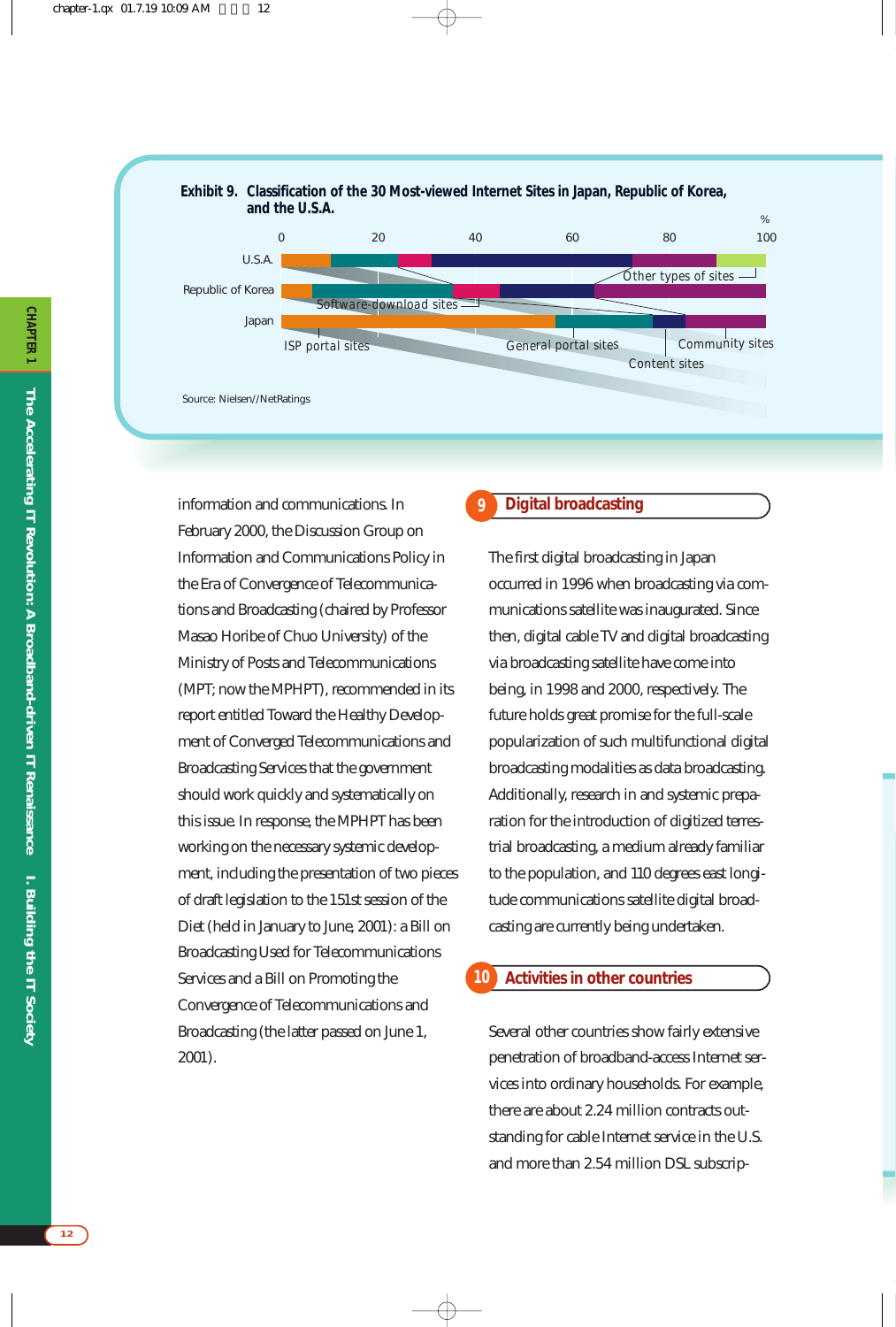**Exhibit 9. Classification of the 30 Most-viewed Internet Sites in Japan, Republic of Korea, and the U.S.A.**

| | ISP portal sites | Software-download sites | Other types of sites | General portal sites | Content sites | Community sites | Other types of sites |
|---|---|---|---|---|---|---|---|
| U.S.A. | | | | | | | |
| Republic of Korea | | | | | | | |
| Japan | | | | | | | |

Source: Nielsen//NetRatings

information and communications. In February 2000, the Discussion Group on Information and Communications Policy in the Era of Convergence of Telecommunications and Broadcasting (chaired by Professor Masao Horibe of Chuo University) of the Ministry of Posts and Telecommunications (MPT; now the MPHPT), recommended in its report entitled Toward the Healthy Development of Converged Telecommunications and Broadcasting Services that the government should work quickly and systematically on this issue. In response, the MPHPT has been working on the necessary systemic development, including the presentation of two pieces of draft legislation to the 151st session of the Diet (held in January to June, 2001): a Bill on Broadcasting Used for Telecommunications Services and a Bill on Promoting the Convergence of Telecommunications and Broadcasting (the latter passed on June 1, 2001).

## 9 Digital broadcasting

The first digital broadcasting in Japan occurred in 1996 when broadcasting via communications satellite was inaugurated. Since then, digital cable TV and digital broadcasting via broadcasting satellite have come into being, in 1998 and 2000, respectively. The future holds great promise for the full-scale popularization of such multifunctional digital broadcasting modalities as data broadcasting. Additionally, research in and systemic preparation for the introduction of digitized terrestrial broadcasting, a medium already familiar to the population, and 110 degrees east longitude communications satellite digital broadcasting are currently being undertaken.

## 10 Activities in other countries

Several other countries show fairly extensive penetration of broadband-access Internet services into ordinary households. For example, there are about 2.24 million contracts outstanding for cable Internet service in the U.S. and more than 2.54 million DSL subscrip-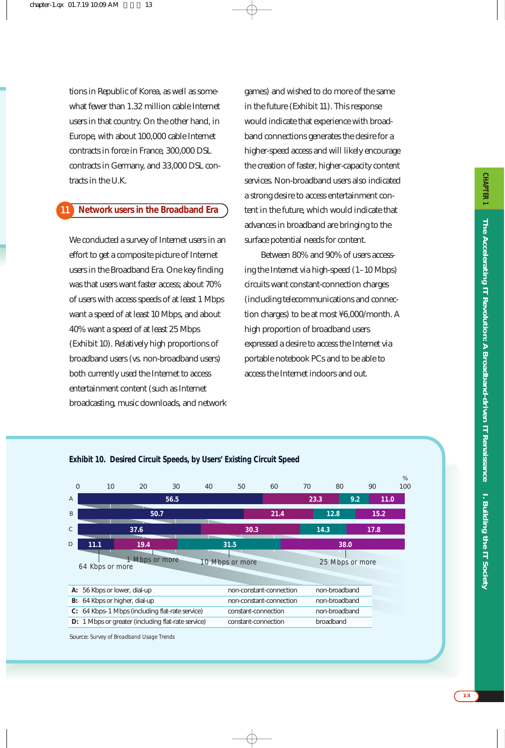tions in Republic of Korea, as well as somewhat fewer than 1.32 million cable Internet users in that country. On the other hand, in Europe, with about 100,000 cable Internet contracts in force in France, 300,000 DSL contracts in Germany, and 33,000 DSL contracts in the U.K.

## 11 Network users in the Broadband Era

We conducted a survey of Internet users in an effort to get a composite picture of Internet users in the Broadband Era. One key finding was that users want faster access; about 70% of users with access speeds of at least 1 Mbps want a speed of at least 10 Mbps, and about 40% want a speed of at least 25 Mbps (Exhibit 10). Relatively high proportions of broadband users (vs. non-broadband users) both currently used the Internet to access entertainment content (such as Internet broadcasting, music downloads, and network games) and wished to do more of the same in the future (Exhibit 11). This response would indicate that experience with broadband connections generates the desire for a higher-speed access and will likely encourage the creation of faster, higher-capacity content services. Non-broadband users also indicated a strong desire to access entertainment content in the future, which would indicate that advances in broadband are bringing to the surface potential needs for content.

Between 80% and 90% of users accessing the Internet via high-speed (1–10 Mbps) circuits want constant-connection charges (including telecommunications and connection charges) to be at most ¥6,000/month. A high proportion of broadband users expressed a desire to access the Internet via portable notebook PCs and to be able to access the Internet indoors and out.

**Exhibit 10. Desired Circuit Speeds, by Users' Existing Circuit Speed**

| (%) | 64 Kbps or more | 1 Mbps or more | 10 Mbps or more | 25 Mbps or more |
|---|---|---|---|---|
| A | 56.5 | 23.3 | 9.2 | 11.0 |
| B | 50.7 | 21.4 | 12.8 | 15.2 |
| C | 37.6 | 30.3 | 14.3 | 17.8 |
| D | 11.1 | 19.4 | 31.5 | 38.0 |

| | | | |
|---|---|---|---|
| **A:** | 56 Kbps or lower, dial-up | non-constant-connection | non-broadband |
| **B:** | 64 Kbps or higher, dial-up | non-constant-connection | non-broadband |
| **C:** | 64 Kbps–1 Mbps (including flat-rate service) | constant-connection | non-broadband |
| **D:** | 1 Mbps or greater (including flat-rate service) | constant-connection | broadband |

Source: Survey of Broadband Usage Trends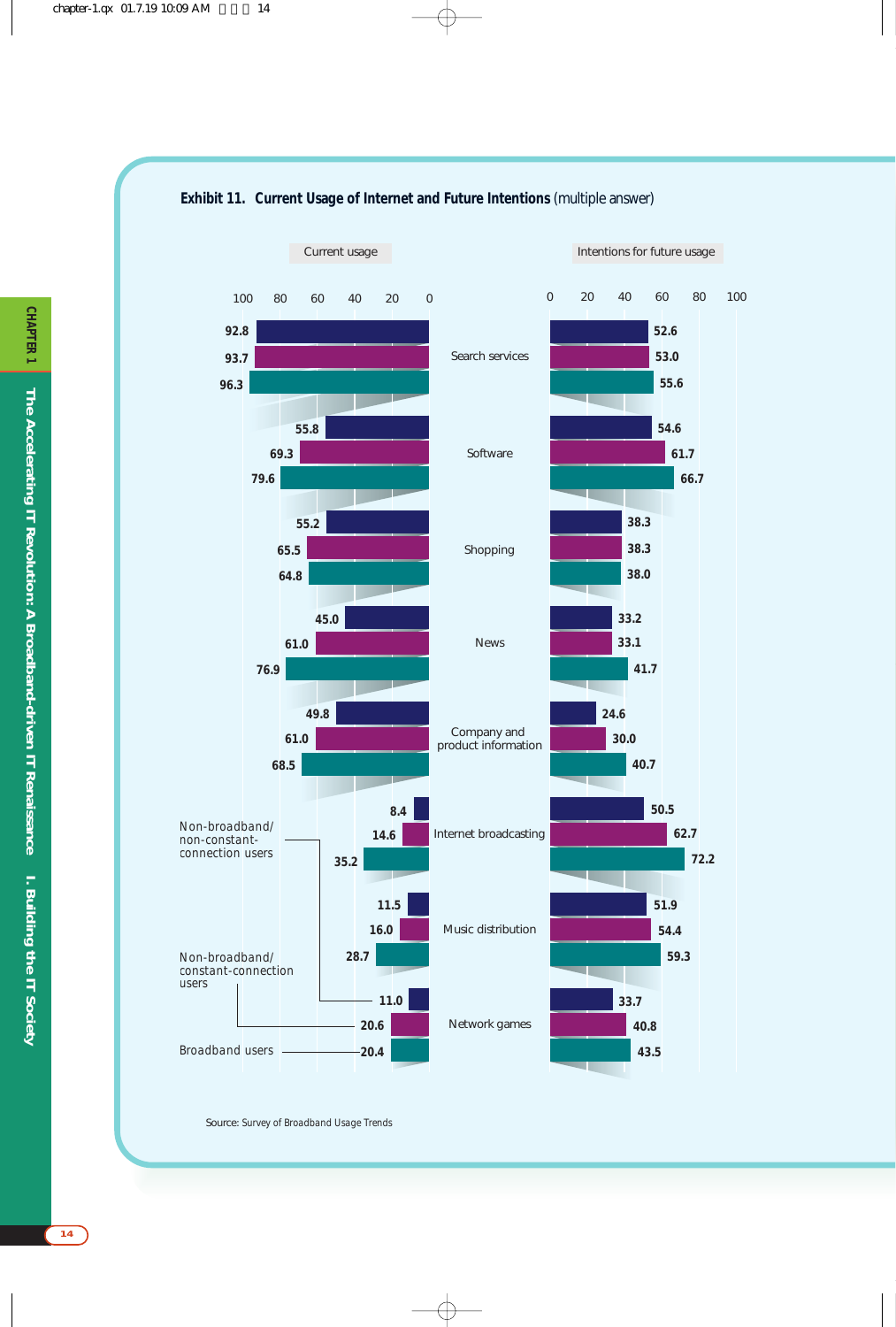**Exhibit 11. Current Usage of Internet and Future Intentions** (multiple answer)

| | Current usage: Non-broadband/ non-constant-connection users | Current usage: Non-broadband/ constant-connection users | Current usage: Broadband users | Intentions for future usage: Non-broadband/ non-constant-connection users | Intentions for future usage: Non-broadband/ constant-connection users | Intentions for future usage: Broadband users |
|---|---|---|---|---|---|---|
| Search services | 92.8 | 93.7 | 96.3 | 52.6 | 53.0 | 55.6 |
| Software | 55.8 | 69.3 | 79.6 | 54.6 | 61.7 | 66.7 |
| Shopping | 55.2 | 65.5 | 64.8 | 38.3 | 38.3 | 38.0 |
| News | 45.0 | 61.0 | 76.9 | 33.2 | 33.1 | 41.7 |
| Company and product information | 49.8 | 61.0 | 68.5 | 24.6 | 30.0 | 40.7 |
| Internet broadcasting | 8.4 | 14.6 | 35.2 | 50.5 | 62.7 | 72.2 |
| Music distribution | 11.5 | 16.0 | 28.7 | 51.9 | 54.4 | 59.3 |
| Network games | 11.0 | 20.6 | 20.4 | 33.7 | 40.8 | 43.5 |

Source: Survey of Broadband Usage Trends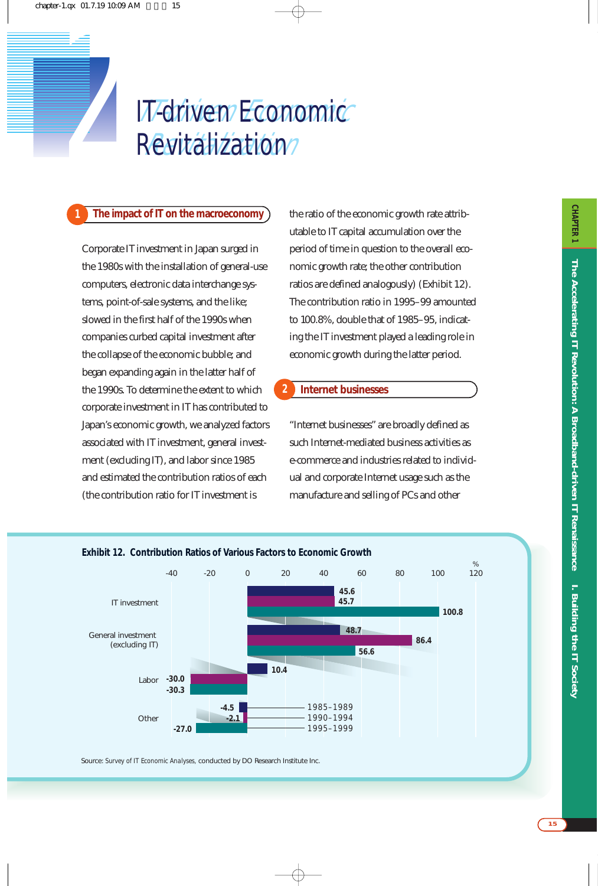# IT-driven Economic Revitalization

## 1 The impact of IT on the macroeconomy

Corporate IT investment in Japan surged in the 1980s with the installation of general-use computers, electronic data interchange systems, point-of-sale systems, and the like; slowed in the first half of the 1990s when companies curbed capital investment after the collapse of the economic bubble; and began expanding again in the latter half of the 1990s. To determine the extent to which corporate investment in IT has contributed to Japan's economic growth, we analyzed factors associated with IT investment, general investment (excluding IT), and labor since 1985 and estimated the contribution ratios of each (the contribution ratio for IT investment is the ratio of the economic growth rate attributable to IT capital accumulation over the period of time in question to the overall economic growth rate; the other contribution ratios are defined analogously) (Exhibit 12). The contribution ratio in 1995–99 amounted to 100.8%, double that of 1985–95, indicating the IT investment played a leading role in economic growth during the latter period.

## 2 Internet businesses

"Internet businesses" are broadly defined as such Internet-mediated business activities as e-commerce and industries related to individual and corporate Internet usage such as the manufacture and selling of PCs and other

**Exhibit 12. Contribution Ratios of Various Factors to Economic Growth**

| (%) | 1985–1989 | 1990–1994 | 1995–1999 |
|---|---|---|---|
| IT investment | 45.6 | 45.7 | 100.8 |
| General investment (excluding IT) | 48.7 | 86.4 | 56.6 |
| Labor | 10.4 | -30.0 | -30.3 |
| Other | -4.5 | -2.1 | -27.0 |

Source: *Survey of IT Economic Analyses*, conducted by DO Research Institute Inc.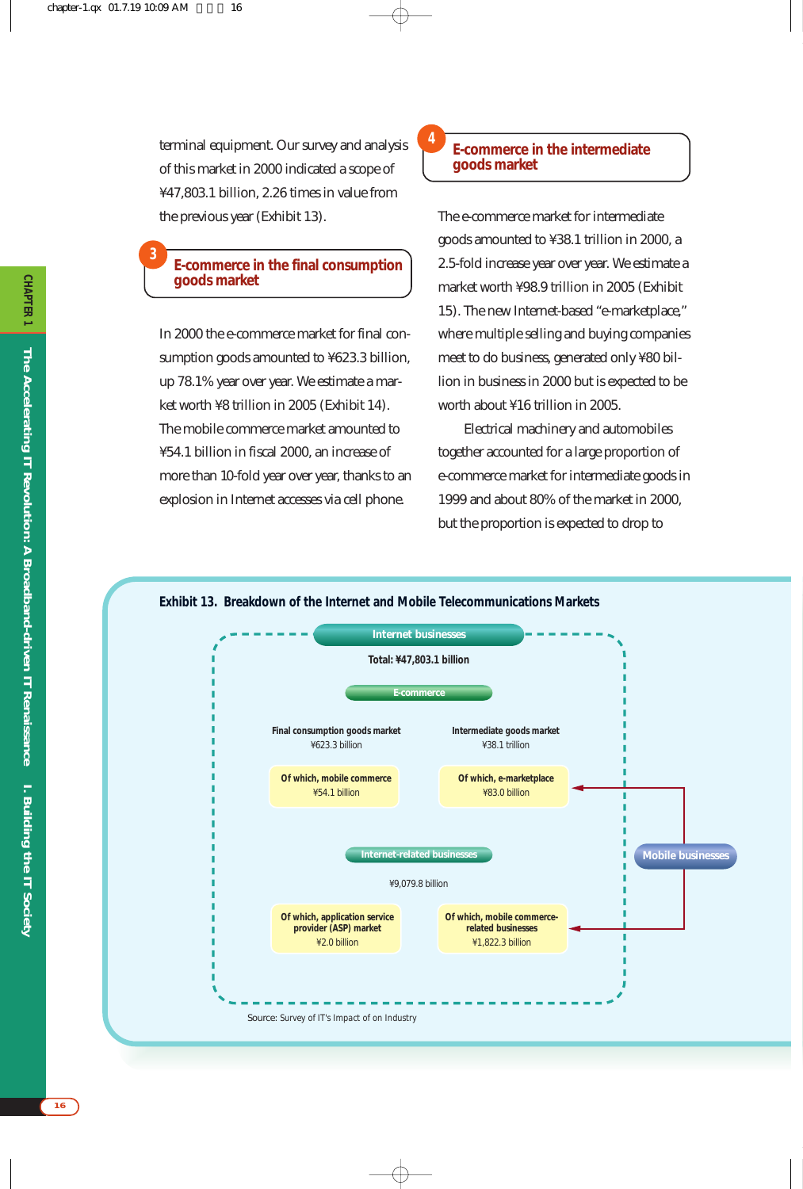terminal equipment. Our survey and analysis of this market in 2000 indicated a scope of ¥47,803.1 billion, 2.26 times in value from the previous year (Exhibit 13).

## 3 E-commerce in the final consumption goods market

In 2000 the e-commerce market for final consumption goods amounted to ¥623.3 billion, up 78.1% year over year. We estimate a market worth ¥8 trillion in 2005 (Exhibit 14). The mobile commerce market amounted to ¥54.1 billion in fiscal 2000, an increase of more than 10-fold year over year, thanks to an explosion in Internet accesses via cell phone.

## 4 E-commerce in the intermediate goods market

The e-commerce market for intermediate goods amounted to ¥38.1 trillion in 2000, a 2.5-fold increase year over year. We estimate a market worth ¥98.9 trillion in 2005 (Exhibit 15). The new Internet-based "e-marketplace," where multiple selling and buying companies meet to do business, generated only ¥80 billion in business in 2000 but is expected to be worth about ¥16 trillion in 2005.

Electrical machinery and automobiles together accounted for a large proportion of e-commerce market for intermediate goods in 1999 and about 80% of the market in 2000, but the proportion is expected to drop to

**Exhibit 13. Breakdown of the Internet and Mobile Telecommunications Markets**

- **Internet businesses** — Total: ¥47,803.1 billion
  - **E-commerce**
    - Final consumption goods market: ¥623.3 billion
      - Of which, mobile commerce: ¥54.1 billion
    - Intermediate goods market: ¥38.1 trillion
      - Of which, e-marketplace: ¥83.0 billion
  - **Internet-related businesses**: ¥9,079.8 billion
    - Of which, application service provider (ASP) market: ¥2.0 billion
    - Of which, mobile commerce-related businesses: ¥1,822.3 billion
- **Mobile businesses** (→ Of which, e-marketplace; → Of which, mobile commerce-related businesses)

Source: Survey of IT's Impact of on Industry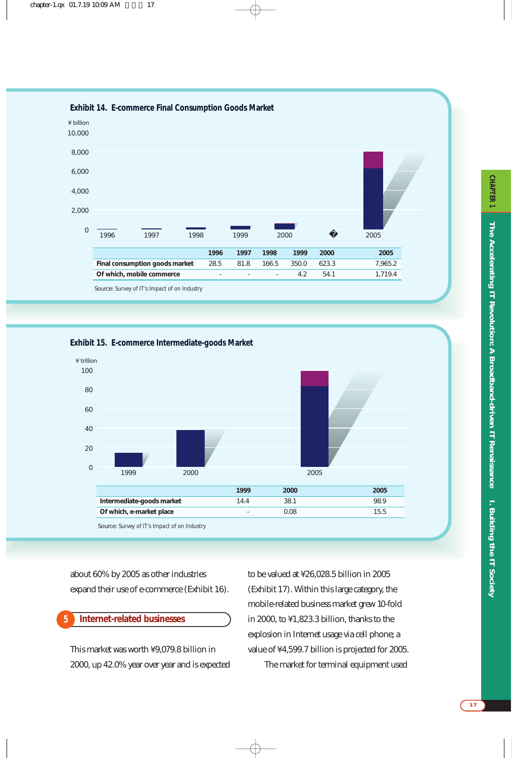**Exhibit 14. E-commerce Final Consumption Goods Market**

|  | 1996 | 1997 | 1998 | 1999 | 2000 | 2005 |
|---|---|---|---|---|---|---|
| Final consumption goods market | 28.5 | 81.8 | 166.5 | 350.0 | 623.3 | 7,965.2 |
| Of which, mobile commerce | - | - | - | 4.2 | 54.1 | 1,719.4 |

Source: Survey of IT's Impact of on Industry

**Exhibit 15. E-commerce Intermediate-goods Market**

|  | 1999 | 2000 | 2005 |
|---|---|---|---|
| Intermediate-goods market | 14.4 | 38.1 | 98.9 |
| Of which, e-market place | - | 0.08 | 15.5 |

Source: Survey of IT's Impact of on Industry

about 60% by 2005 as other industries expand their use of e-commerce (Exhibit 16).

## 5 Internet-related businesses

This market was worth ¥9,079.8 billion in 2000, up 42.0% year over year and is expected to be valued at ¥26,028.5 billion in 2005 (Exhibit 17). Within this large category, the mobile-related business market grew 10-fold in 2000, to ¥1,823.3 billion, thanks to the explosion in Internet usage via cell phone; a value of ¥4,599.7 billion is projected for 2005.

The market for terminal equipment used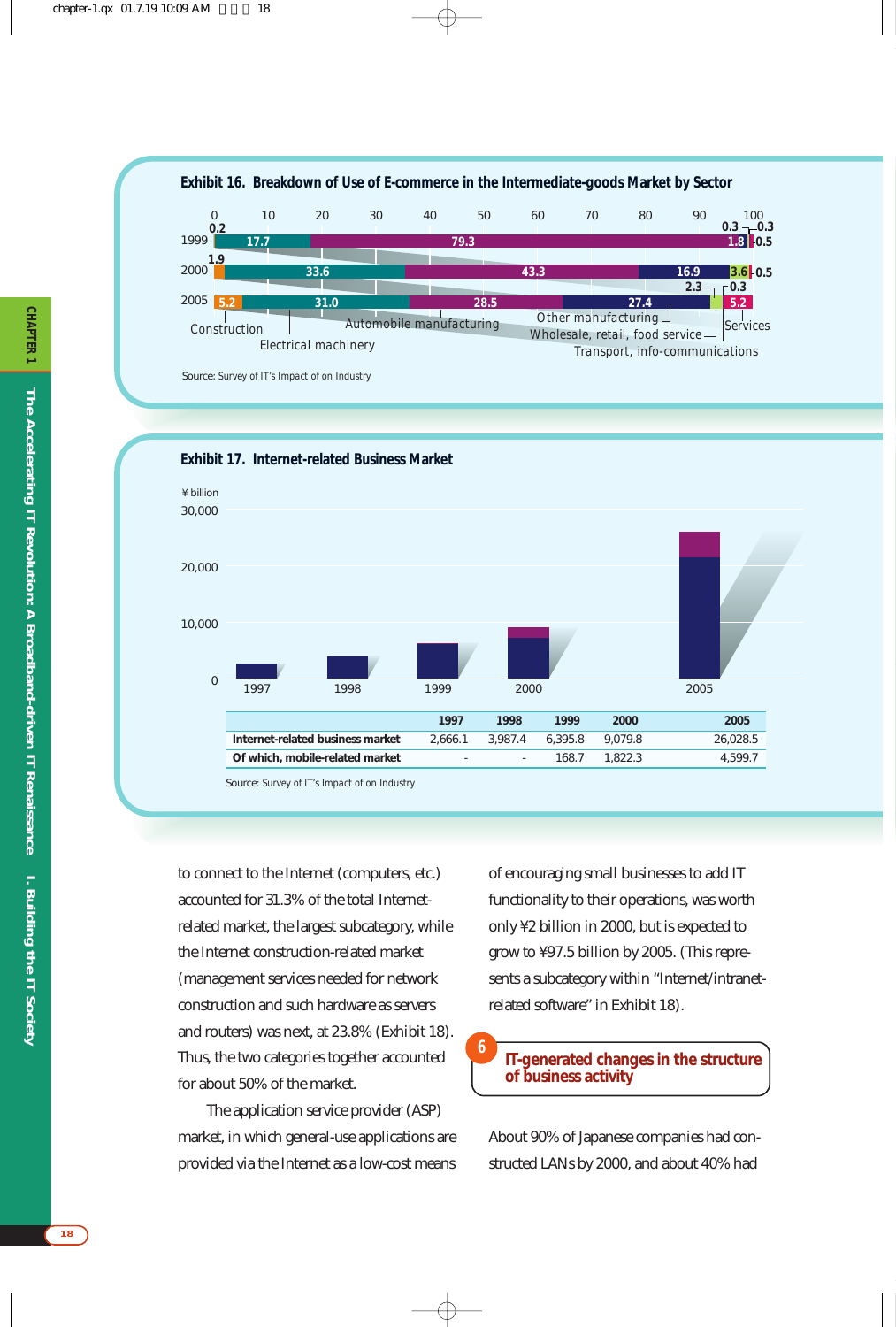**Exhibit 16. Breakdown of Use of E-commerce in the Intermediate-goods Market by Sector**

| Year | Construction | Electrical machinery | Automobile manufacturing | Other manufacturing | Wholesale, retail, food service | Transport, info-communications | Services |
|---|---|---|---|---|---|---|---|
| 1999 | 0.2 | 17.7 | 79.3 | 1.8 | 0.3 | 0.3 | 0.5 |
| 2000 | 1.9 | 33.6 | 43.3 | 16.9 | 3.6 | 0.5 | |
| 2005 | 5.2 | 31.0 | 28.5 | 27.4 | 2.3 | 0.3 | 5.2 |

Source: Survey of IT's Impact of on Industry

**Exhibit 17. Internet-related Business Market**

¥ billion

| | 1997 | 1998 | 1999 | 2000 | 2005 |
|---|---|---|---|---|---|
| Internet-related business market | 2,666.1 | 3,987.4 | 6,395.8 | 9,079.8 | 26,028.5 |
| Of which, mobile-related market | - | - | 168.7 | 1,822.3 | 4,599.7 |

Source: Survey of IT's Impact of on Industry

to connect to the Internet (computers, etc.) accounted for 31.3% of the total Internet-related market, the largest subcategory, while the Internet construction-related market (management services needed for network construction and such hardware as servers and routers) was next, at 23.8% (Exhibit 18). Thus, the two categories together accounted for about 50% of the market.

The application service provider (ASP) market, in which general-use applications are provided via the Internet as a low-cost means of encouraging small businesses to add IT functionality to their operations, was worth only ¥2 billion in 2000, but is expected to grow to ¥97.5 billion by 2005. (This represents a subcategory within "Internet/intranet-related software" in Exhibit 18).

## 6 IT-generated changes in the structure of business activity

About 90% of Japanese companies had constructed LANs by 2000, and about 40% had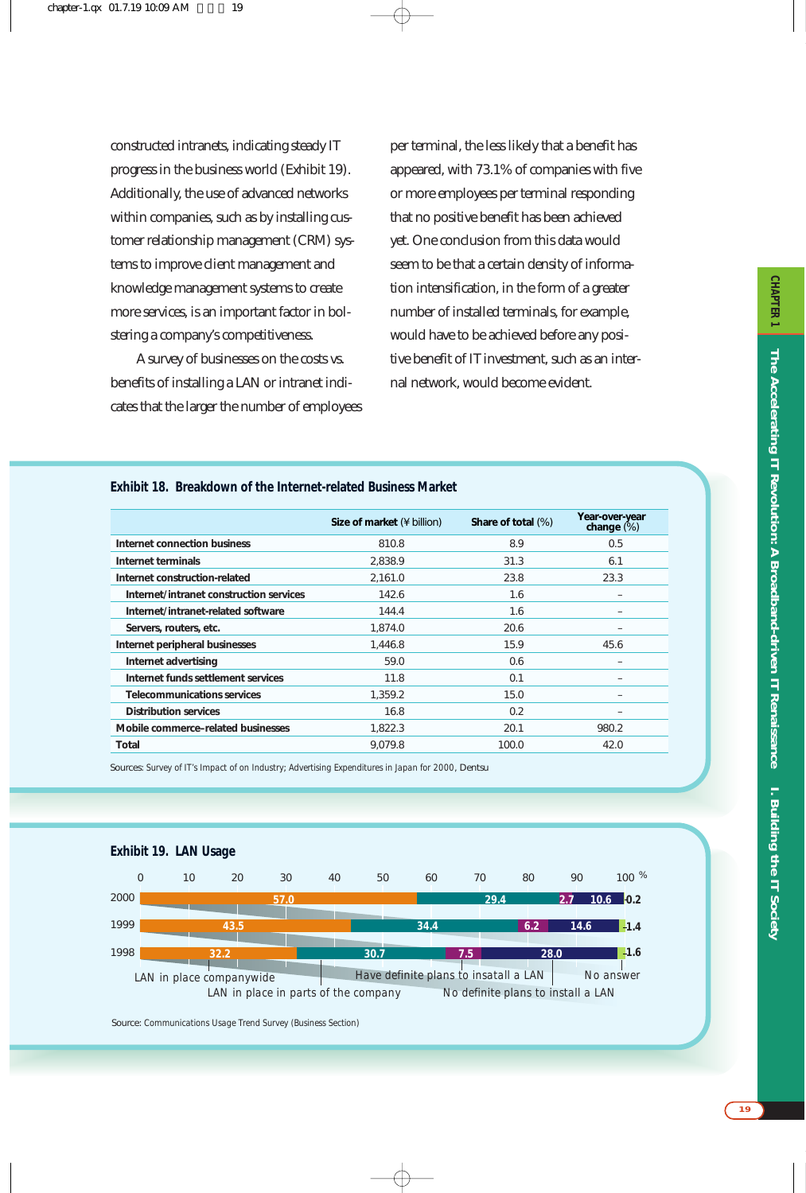constructed intranets, indicating steady IT progress in the business world (Exhibit 19). Additionally, the use of advanced networks within companies, such as by installing customer relationship management (CRM) systems to improve client management and knowledge management systems to create more services, is an important factor in bolstering a company's competitiveness.

A survey of businesses on the costs vs. benefits of installing a LAN or intranet indicates that the larger the number of employees per terminal, the less likely that a benefit has appeared, with 73.1% of companies with five or more employees per terminal responding that no positive benefit has been achieved yet. One conclusion from this data would seem to be that a certain density of information intensification, in the form of a greater number of installed terminals, for example, would have to be achieved before any positive benefit of IT investment, such as an internal network, would become evident.

**Exhibit 18. Breakdown of the Internet-related Business Market**

| | Size of market (¥ billion) | Share of total (%) | Year-over-year change (%) |
|---|---|---|---|
| Internet connection business | 810.8 | 8.9 | 0.5 |
| Internet terminals | 2,838.9 | 31.3 | 6.1 |
| Internet construction-related | 2,161.0 | 23.8 | 23.3 |
| Internet/intranet construction services | 142.6 | 1.6 | – |
| Internet/intranet-related software | 144.4 | 1.6 | – |
| Servers, routers, etc. | 1,874.0 | 20.6 | – |
| Internet peripheral businesses | 1,446.8 | 15.9 | 45.6 |
| Internet advertising | 59.0 | 0.6 | – |
| Internet funds settlement services | 11.8 | 0.1 | – |
| Telecommunications services | 1,359.2 | 15.0 | – |
| Distribution services | 16.8 | 0.2 | – |
| Mobile commerce-related businesses | 1,822.3 | 20.1 | 980.2 |
| Total | 9,079.8 | 100.0 | 42.0 |

Sources: Survey of IT's Impact of on Industry; Advertising Expenditures in Japan for 2000, Dentsu

**Exhibit 19. LAN Usage**

| Year | LAN in place companywide (%) | LAN in place in parts of the company (%) | Have definite plans to insatall a LAN (%) | No definite plans to install a LAN (%) | No answer (%) |
|---|---|---|---|---|---|
| 2000 | 57.0 | 29.4 | 2.7 | 10.6 | 0.2 |
| 1999 | 43.5 | 34.4 | 6.2 | 14.6 | 1.4 |
| 1998 | 32.2 | 30.7 | 7.5 | 28.0 | 1.6 |

Source: Communications Usage Trend Survey (Business Section)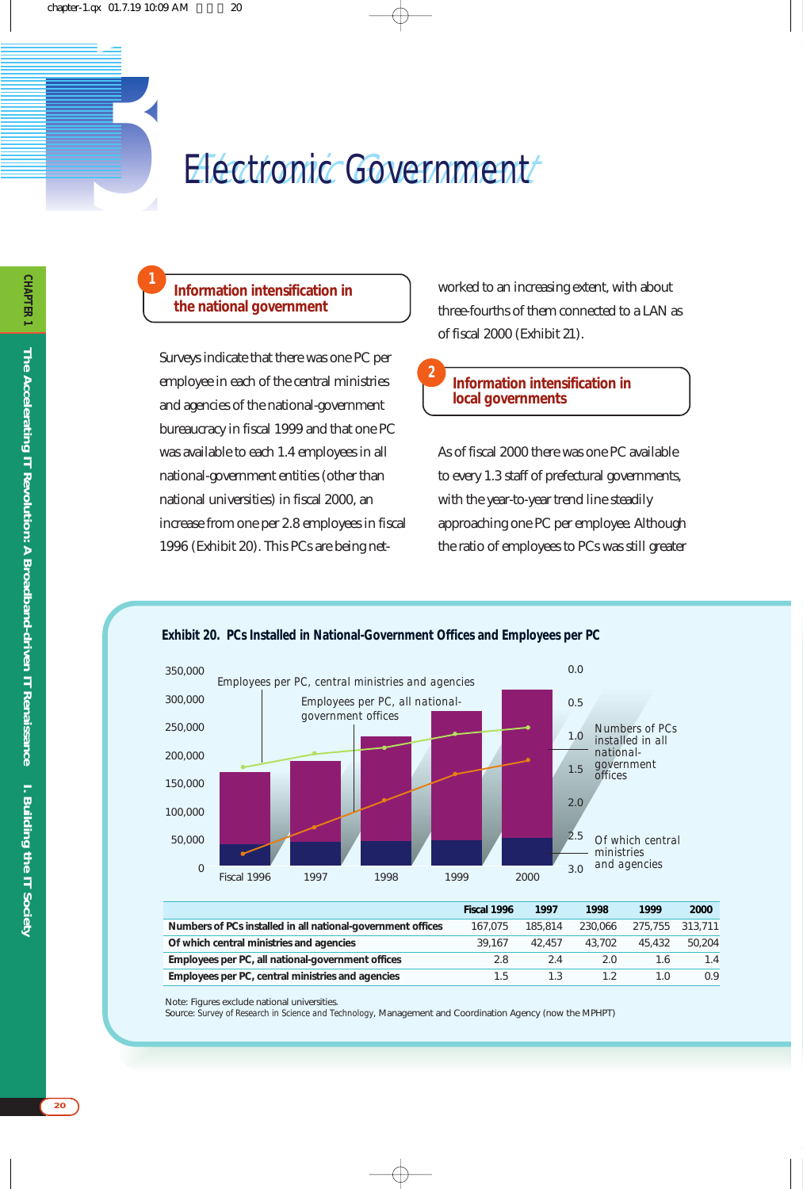# 3 Electronic Government

## 1 Information intensification in the national government

Surveys indicate that there was one PC per employee in each of the central ministries and agencies of the national-government bureaucracy in fiscal 1999 and that one PC was available to each 1.4 employees in all national-government entities (other than national universities) in fiscal 2000, an increase from one per 2.8 employees in fiscal 1996 (Exhibit 20). This PCs are being networked to an increasing extent, with about three-fourths of them connected to a LAN as of fiscal 2000 (Exhibit 21).

## 2 Information intensification in local governments

As of fiscal 2000 there was one PC available to every 1.3 staff of prefectural governments, with the year-to-year trend line steadily approaching one PC per employee. Although the ratio of employees to PCs was still greater

**Exhibit 20. PCs Installed in National-Government Offices and Employees per PC**

| | Fiscal 1996 | 1997 | 1998 | 1999 | 2000 |
|---|---|---|---|---|---|
| Numbers of PCs installed in all national-government offices | 167,075 | 185,814 | 230,066 | 275,755 | 313,711 |
| Of which central ministries and agencies | 39,167 | 42,457 | 43,702 | 45,432 | 50,204 |
| Employees per PC, all national-government offices | 2.8 | 2.4 | 2.0 | 1.6 | 1.4 |
| Employees per PC, central ministries and agencies | 1.5 | 1.3 | 1.2 | 1.0 | 0.9 |

Note: Figures exclude national universities.
Source: Survey of Research in Science and Technology, Management and Coordination Agency (now the MPHPT)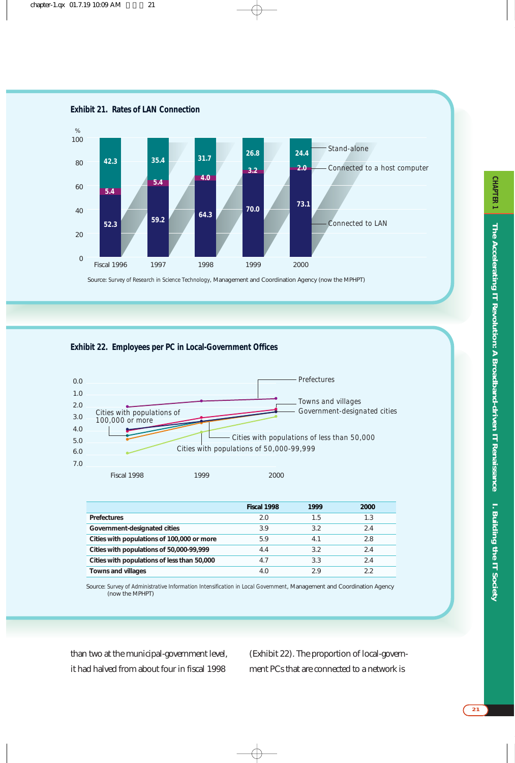**Exhibit 21. Rates of LAN Connection**

| % | Fiscal 1996 | 1997 | 1998 | 1999 | 2000 |
|---|---|---|---|---|---|
| Stand-alone | 42.3 | 35.4 | 31.7 | 26.8 | 24.4 |
| Connected to a host computer | 5.4 | 5.4 | 4.0 | 3.2 | 2.0 |
| Connected to LAN | 52.3 | 59.2 | 64.3 | 70.0 | 73.1 |

Source: Survey of Research in Science Technology, Management and Coordination Agency (now the MPHPT)

**Exhibit 22. Employees per PC in Local-Government Offices**

| | Fiscal 1998 | 1999 | 2000 |
|---|---|---|---|
| **Prefectures** | 2.0 | 1.5 | 1.3 |
| **Government-designated cities** | 3.9 | 3.2 | 2.4 |
| **Cities with populations of 100,000 or more** | 5.9 | 4.1 | 2.8 |
| **Cities with populations of 50,000-99,999** | 4.4 | 3.2 | 2.4 |
| **Cities with populations of less than 50,000** | 4.7 | 3.3 | 2.4 |
| **Towns and villages** | 4.0 | 2.9 | 2.2 |

Source: Survey of Administrative Information Intensification in Local Government, Management and Coordination Agency (now the MPHPT)

than two at the municipal-government level, it had halved from about four in fiscal 1998 (Exhibit 22). The proportion of local-government PCs that are connected to a network is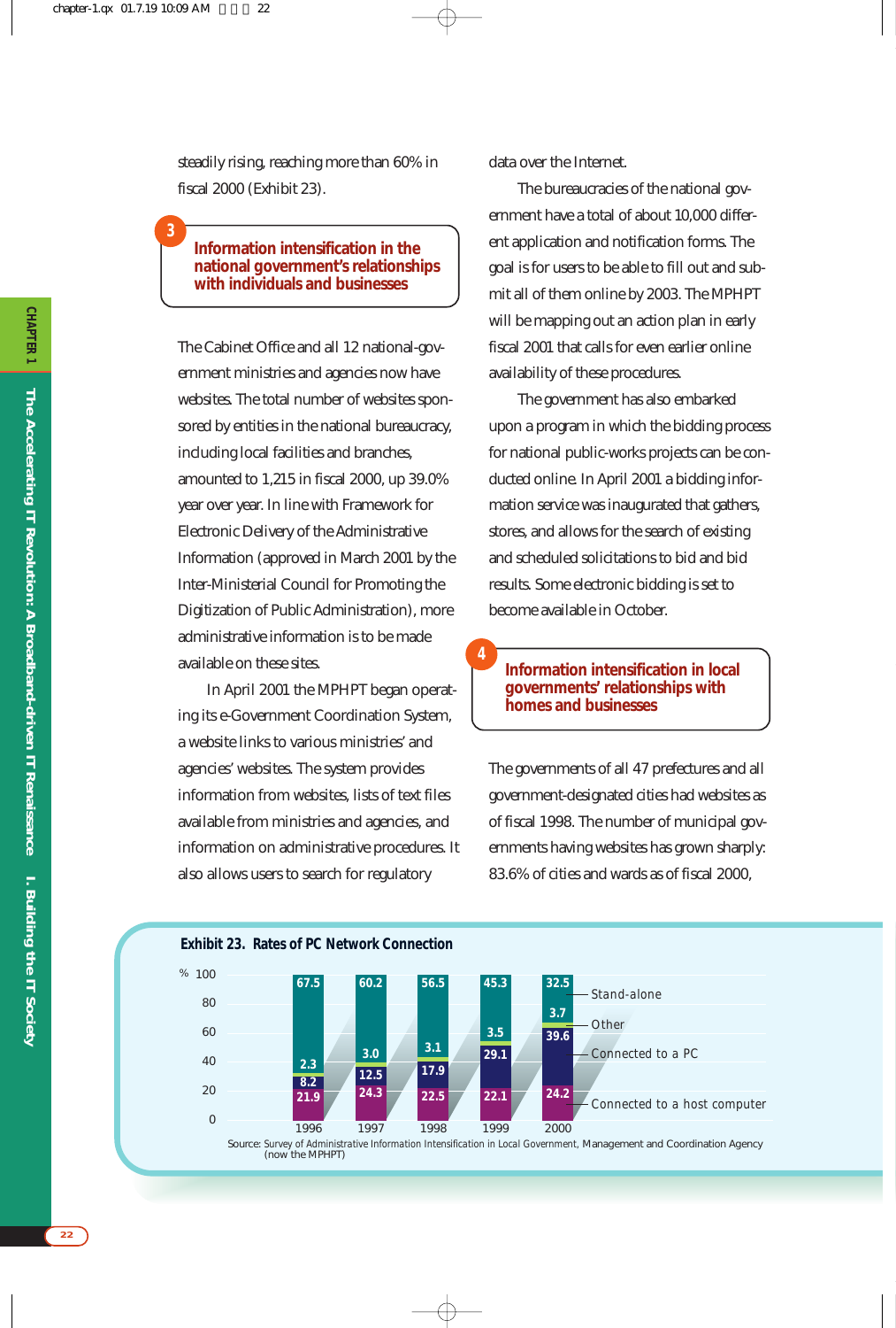steadily rising, reaching more than 60% in fiscal 2000 (Exhibit 23).

## 3 Information intensification in the national government's relationships with individuals and businesses

The Cabinet Office and all 12 national-government ministries and agencies now have websites. The total number of websites sponsored by entities in the national bureaucracy, including local facilities and branches, amounted to 1,215 in fiscal 2000, up 39.0% year over year. In line with Framework for Electronic Delivery of the Administrative Information (approved in March 2001 by the Inter-Ministerial Council for Promoting the Digitization of Public Administration), more administrative information is to be made available on these sites.

In April 2001 the MPHPT began operating its e-Government Coordination System, a website links to various ministries' and agencies' websites. The system provides information from websites, lists of text files available from ministries and agencies, and information on administrative procedures. It also allows users to search for regulatory data over the Internet.

The bureaucracies of the national government have a total of about 10,000 different application and notification forms. The goal is for users to be able to fill out and submit all of them online by 2003. The MPHPT will be mapping out an action plan in early fiscal 2001 that calls for even earlier online availability of these procedures.

The government has also embarked upon a program in which the bidding process for national public-works projects can be conducted online. In April 2001 a bidding information service was inaugurated that gathers, stores, and allows for the search of existing and scheduled solicitations to bid and bid results. Some electronic bidding is set to become available in October.

## 4 Information intensification in local governments' relationships with homes and businesses

The governments of all 47 prefectures and all government-designated cities had websites as of fiscal 1998. The number of municipal governments having websites has grown sharply: 83.6% of cities and wards as of fiscal 2000,

**Exhibit 23. Rates of PC Network Connection**

| (%) | 1996 | 1997 | 1998 | 1999 | 2000 |
|---|---|---|---|---|---|
| Stand-alone | 67.5 | 60.2 | 56.5 | 45.3 | 32.5 |
| Other | 2.3 | 3.0 | 3.1 | 3.5 | 3.7 |
| Connected to a PC | 8.2 | 12.5 | 17.9 | 29.1 | 39.6 |
| Connected to a host computer | 21.9 | 24.3 | 22.5 | 22.1 | 24.2 |

Source: Survey of Administrative Information Intensification in Local Government, Management and Coordination Agency (now the MPHPT)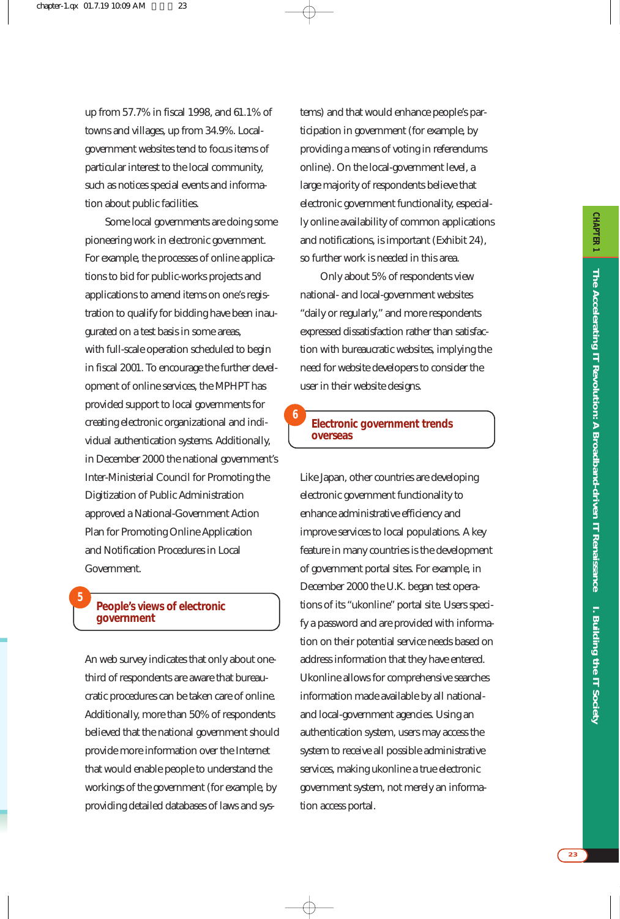up from 57.7% in fiscal 1998, and 61.1% of towns and villages, up from 34.9%. Local-government websites tend to focus items of particular interest to the local community, such as notices special events and information about public facilities.

Some local governments are doing some pioneering work in electronic government. For example, the processes of online applications to bid for public-works projects and applications to amend items on one's registration to qualify for bidding have been inaugurated on a test basis in some areas, with full-scale operation scheduled to begin in fiscal 2001. To encourage the further development of online services, the MPHPT has provided support to local governments for creating electronic organizational and individual authentication systems. Additionally, in December 2000 the national government's Inter-Ministerial Council for Promoting the Digitization of Public Administration approved a National-Government Action Plan for Promoting Online Application and Notification Procedures in Local Government.

## 5 People's views of electronic government

An web survey indicates that only about one-third of respondents are aware that bureaucratic procedures can be taken care of online. Additionally, more than 50% of respondents believed that the national government should provide more information over the Internet that would enable people to understand the workings of the government (for example, by providing detailed databases of laws and systems) and that would enhance people's participation in government (for example, by providing a means of voting in referendums online). On the local-government level, a large majority of respondents believe that electronic government functionality, especially online availability of common applications and notifications, is important (Exhibit 24), so further work is needed in this area.

Only about 5% of respondents view national- and local-government websites "daily or regularly," and more respondents expressed dissatisfaction rather than satisfaction with bureaucratic websites, implying the need for website developers to consider the user in their website designs.

## 6 Electronic government trends overseas

Like Japan, other countries are developing electronic government functionality to enhance administrative efficiency and improve services to local populations. A key feature in many countries is the development of government portal sites. For example, in December 2000 the U.K. began test operations of its "ukonline" portal site. Users specify a password and are provided with information on their potential service needs based on address information that they have entered. Ukonline allows for comprehensive searches information made available by all national- and local-government agencies. Using an authentication system, users may access the system to receive all possible administrative services, making ukonline a true electronic government system, not merely an information access portal.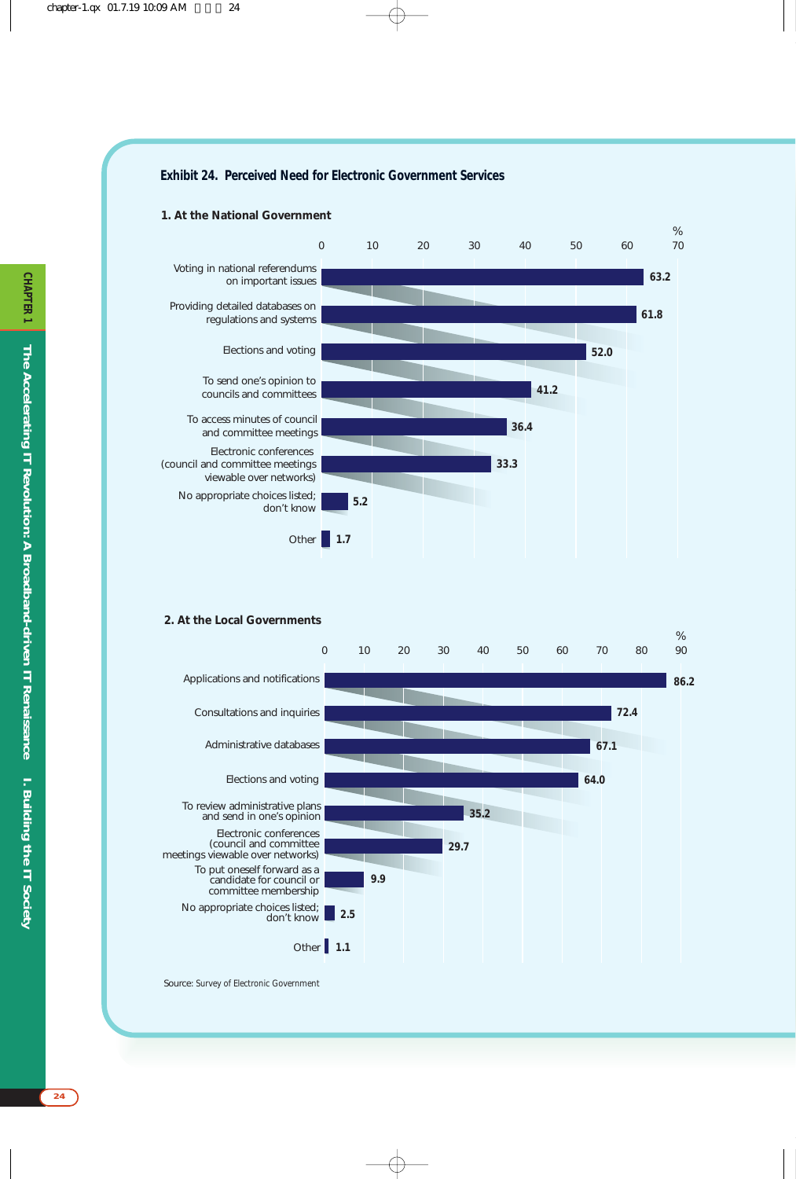**Exhibit 24. Perceived Need for Electronic Government Services**

**1. At the National Government**

| Item | % |
|---|---|
| Voting in national referendums on important issues | 63.2 |
| Providing detailed databases on regulations and systems | 61.8 |
| Elections and voting | 52.0 |
| To send one's opinion to councils and committees | 41.2 |
| To access minutes of council and committee meetings | 36.4 |
| Electronic conferences (council and committee meetings viewable over networks) | 33.3 |
| No appropriate choices listed; don't know | 5.2 |
| Other | 1.7 |

**2. At the Local Governments**

| Item | % |
|---|---|
| Applications and notifications | 86.2 |
| Consultations and inquiries | 72.4 |
| Administrative databases | 67.1 |
| Elections and voting | 64.0 |
| To review administrative plans and send in one's opinion | 35.2 |
| Electronic conferences (council and committee meetings viewable over networks) | 29.7 |
| To put oneself forward as a candidate for council or committee membership | 9.9 |
| No appropriate choices listed; don't know | 2.5 |
| Other | 1.1 |

Source: Survey of Electronic Government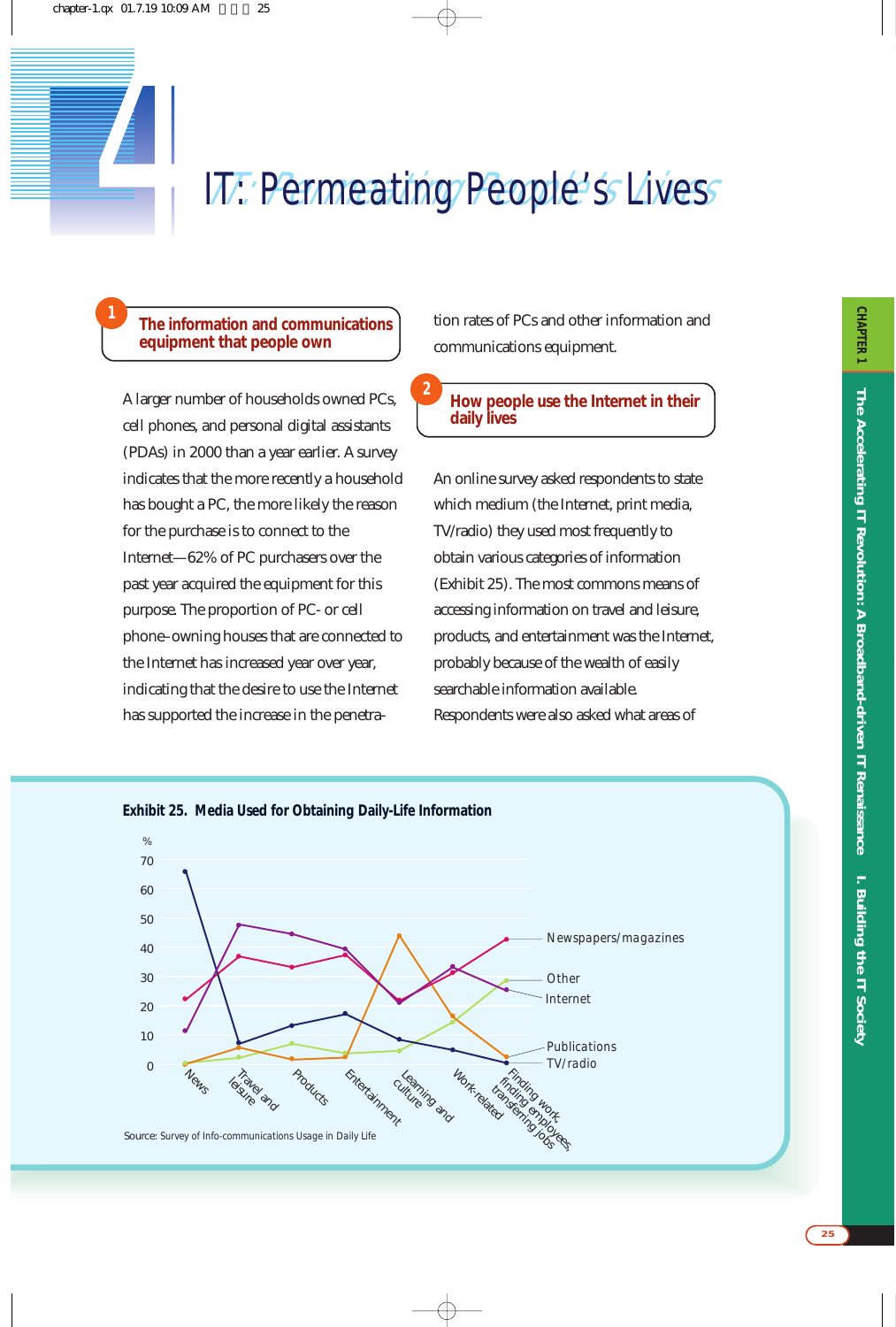# 4 IT: Permeating People's Lives

## 1 The information and communications equipment that people own

A larger number of households owned PCs, cell phones, and personal digital assistants (PDAs) in 2000 than a year earlier. A survey indicates that the more recently a household has bought a PC, the more likely the reason for the purchase is to connect to the Internet—62% of PC purchasers over the past year acquired the equipment for this purpose. The proportion of PC- or cell phone–owning houses that are connected to the Internet has increased year over year, indicating that the desire to use the Internet has supported the increase in the penetration rates of PCs and other information and communications equipment.

## 2 How people use the Internet in their daily lives

An online survey asked respondents to state which medium (the Internet, print media, TV/radio) they used most frequently to obtain various categories of information (Exhibit 25). The most commons means of accessing information on travel and leisure, products, and entertainment was the Internet, probably because of the wealth of easily searchable information available. Respondents were also asked what areas of

**Exhibit 25. Media Used for Obtaining Daily-Life Information**

Source: Survey of Info-communications Usage in Daily Life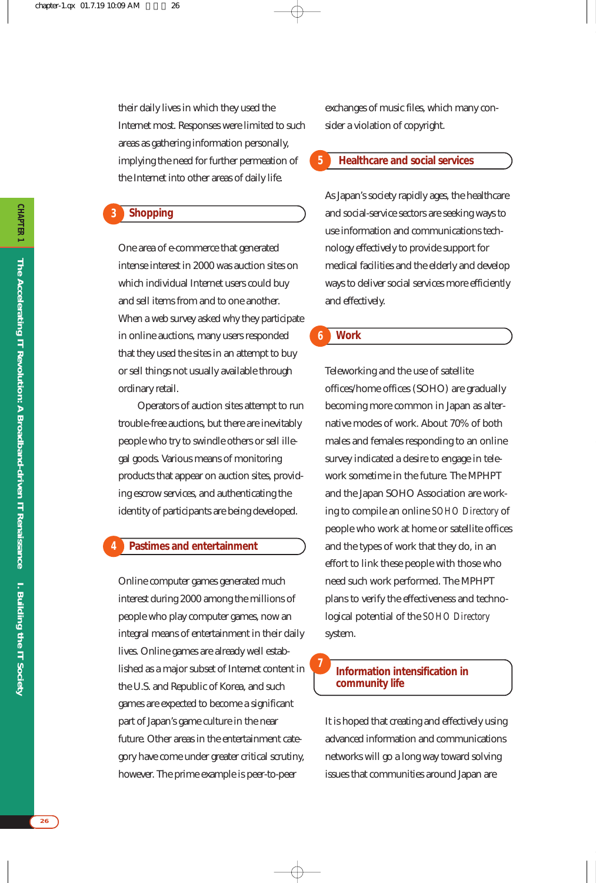their daily lives in which they used the Internet most. Responses were limited to such areas as gathering information personally, implying the need for further permeation of the Internet into other areas of daily life.

### 3 Shopping

One area of e-commerce that generated intense interest in 2000 was auction sites on which individual Internet users could buy and sell items from and to one another. When a web survey asked why they participate in online auctions, many users responded that they used the sites in an attempt to buy or sell things not usually available through ordinary retail.

Operators of auction sites attempt to run trouble-free auctions, but there are inevitably people who try to swindle others or sell illegal goods. Various means of monitoring products that appear on auction sites, providing escrow services, and authenticating the identity of participants are being developed.

### 4 Pastimes and entertainment

Online computer games generated much interest during 2000 among the millions of people who play computer games, now an integral means of entertainment in their daily lives. Online games are already well established as a major subset of Internet content in the U.S. and Republic of Korea, and such games are expected to become a significant part of Japan's game culture in the near future. Other areas in the entertainment category have come under greater critical scrutiny, however. The prime example is peer-to-peer exchanges of music files, which many consider a violation of copyright.

### 5 Healthcare and social services

As Japan's society rapidly ages, the healthcare and social-service sectors are seeking ways to use information and communications technology effectively to provide support for medical facilities and the elderly and develop ways to deliver social services more efficiently and effectively.

### 6 Work

Teleworking and the use of satellite offices/home offices (SOHO) are gradually becoming more common in Japan as alternative modes of work. About 70% of both males and females responding to an online survey indicated a desire to engage in telework sometime in the future. The MPHPT and the Japan SOHO Association are working to compile an online *SOHO Directory* of people who work at home or satellite offices and the types of work that they do, in an effort to link these people with those who need such work performed. The MPHPT plans to verify the effectiveness and technological potential of the *SOHO Directory* system.

### 7 Information intensification in community life

It is hoped that creating and effectively using advanced information and communications networks will go a long way toward solving issues that communities around Japan are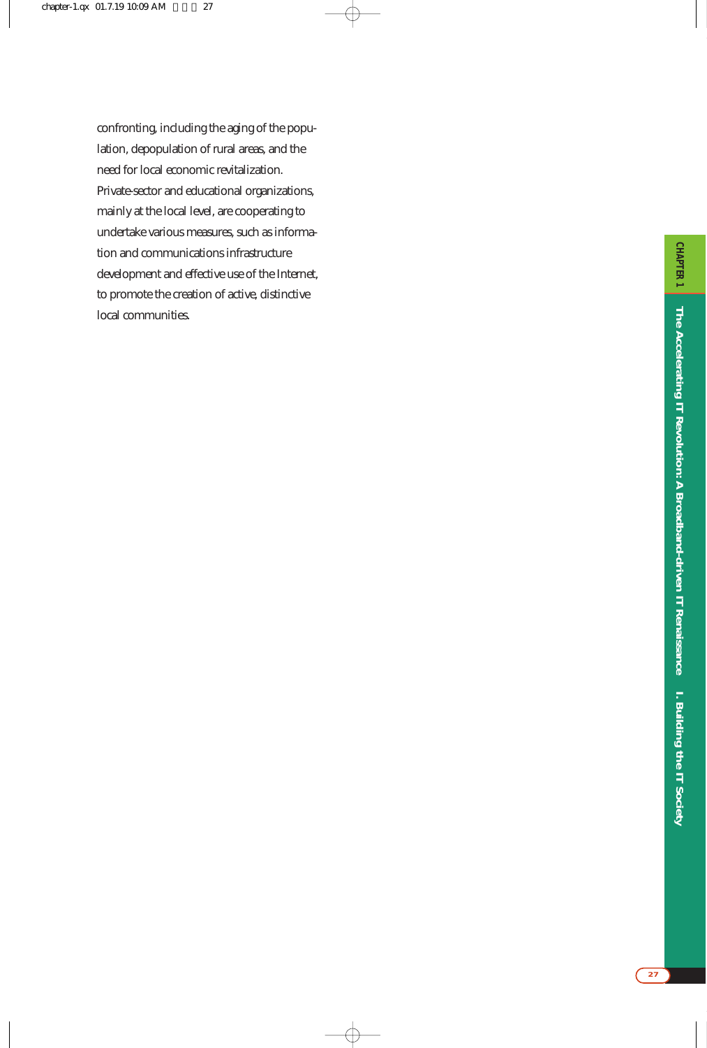confronting, including the aging of the population, depopulation of rural areas, and the need for local economic revitalization. Private-sector and educational organizations, mainly at the local level, are cooperating to undertake various measures, such as information and communications infrastructure development and effective use of the Internet, to promote the creation of active, distinctive local communities.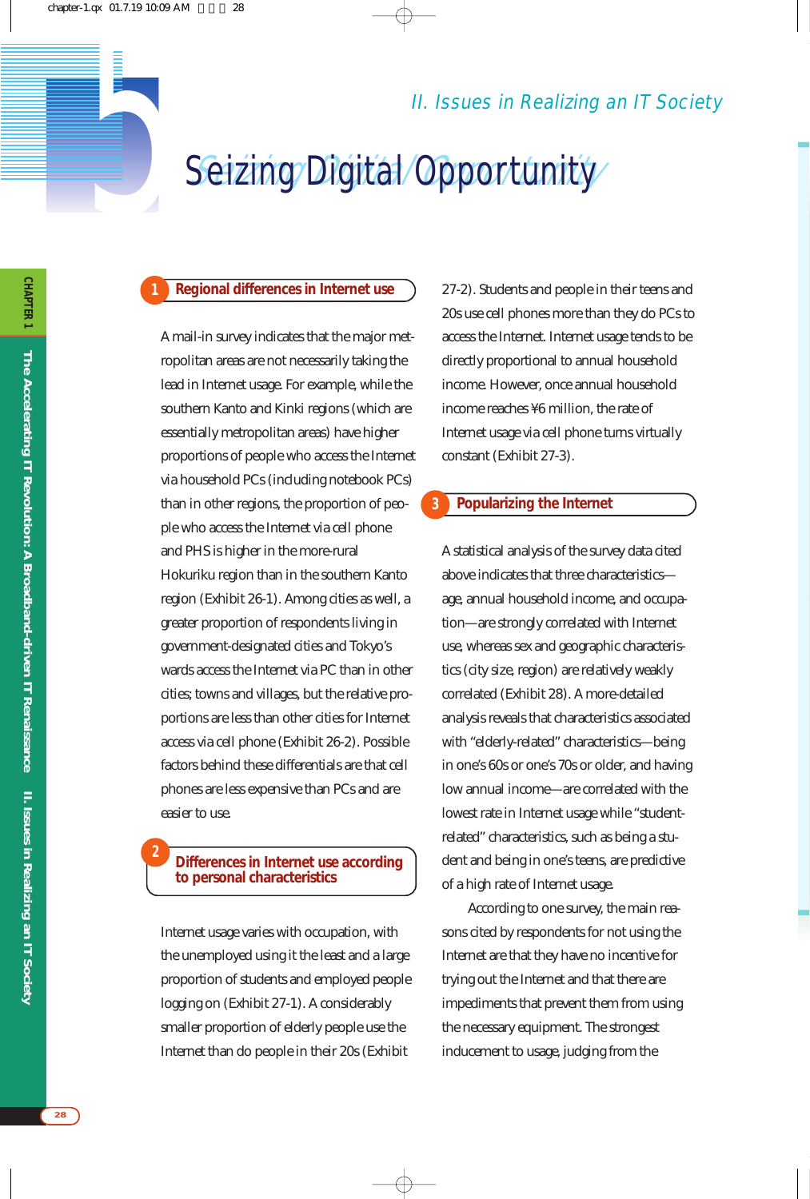## II. Issues in Realizing an IT Society

# 5 Seizing Digital Opportunity

## 1 Regional differences in Internet use

A mail-in survey indicates that the major metropolitan areas are not necessarily taking the lead in Internet usage. For example, while the southern Kanto and Kinki regions (which are essentially metropolitan areas) have higher proportions of people who access the Internet via household PCs (including notebook PCs) than in other regions, the proportion of people who access the Internet via cell phone and PHS is higher in the more-rural Hokuriku region than in the southern Kanto region (Exhibit 26-1). Among cities as well, a greater proportion of respondents living in government-designated cities and Tokyo's wards access the Internet via PC than in other cities; towns and villages, but the relative proportions are less than other cities for Internet access via cell phone (Exhibit 26-2). Possible factors behind these differentials are that cell phones are less expensive than PCs and are easier to use.

## 2 Differences in Internet use according to personal characteristics

Internet usage varies with occupation, with the unemployed using it the least and a large proportion of students and employed people logging on (Exhibit 27-1). A considerably smaller proportion of elderly people use the Internet than do people in their 20s (Exhibit 27-2). Students and people in their teens and 20s use cell phones more than they do PCs to access the Internet. Internet usage tends to be directly proportional to annual household income. However, once annual household income reaches ¥6 million, the rate of Internet usage via cell phone turns virtually constant (Exhibit 27-3).

## 3 Popularizing the Internet

A statistical analysis of the survey data cited above indicates that three characteristics—age, annual household income, and occupation—are strongly correlated with Internet use, whereas sex and geographic characteristics (city size, region) are relatively weakly correlated (Exhibit 28). A more-detailed analysis reveals that characteristics associated with "elderly-related" characteristics—being in one's 60s or one's 70s or older, and having low annual income—are correlated with the lowest rate in Internet usage while "student-related" characteristics, such as being a student and being in one's teens, are predictive of a high rate of Internet usage.

According to one survey, the main reasons cited by respondents for not using the Internet are that they have no incentive for trying out the Internet and that there are impediments that prevent them from using the necessary equipment. The strongest inducement to usage, judging from the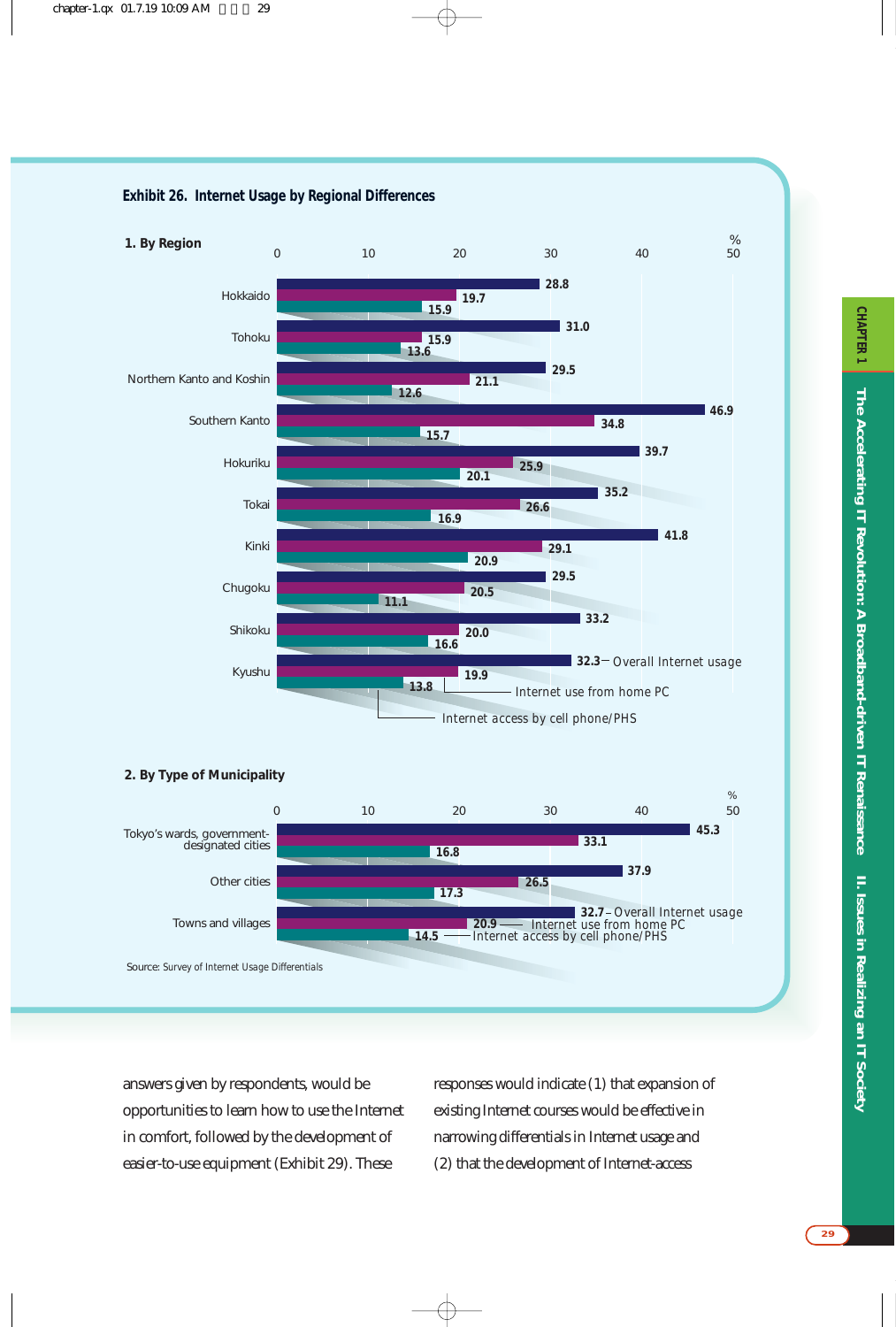**Exhibit 26. Internet Usage by Regional Differences**

**1. By Region**

(%)

| Region | Overall Internet usage | Internet use from home PC | Internet access by cell phone/PHS |
|---|---|---|---|
| Hokkaido | 28.8 | 19.7 | 15.9 |
| Tohoku | 31.0 | 15.9 | 13.6 |
| Northern Kanto and Koshin | 29.5 | 21.1 | 12.6 |
| Southern Kanto | 46.9 | 34.8 | 15.7 |
| Hokuriku | 39.7 | 25.9 | 20.1 |
| Tokai | 35.2 | 26.6 | 16.9 |
| Kinki | 41.8 | 29.1 | 20.9 |
| Chugoku | 29.5 | 20.5 | 11.1 |
| Shikoku | 33.2 | 20.0 | 16.6 |
| Kyushu | 32.3 | 19.9 | 13.8 |

**2. By Type of Municipality**

(%)

| Type of Municipality | Overall Internet usage | Internet use from home PC | Internet access by cell phone/PHS |
|---|---|---|---|
| Tokyo's wards, government-designated cities | 45.3 | 33.1 | 16.8 |
| Other cities | 37.9 | 26.5 | 17.3 |
| Towns and villages | 32.7 | 20.9 | 14.5 |

Source: Survey of Internet Usage Differentials

answers given by respondents, would be opportunities to learn how to use the Internet in comfort, followed by the development of easier-to-use equipment (Exhibit 29). These responses would indicate (1) that expansion of existing Internet courses would be effective in narrowing differentials in Internet usage and (2) that the development of Internet-access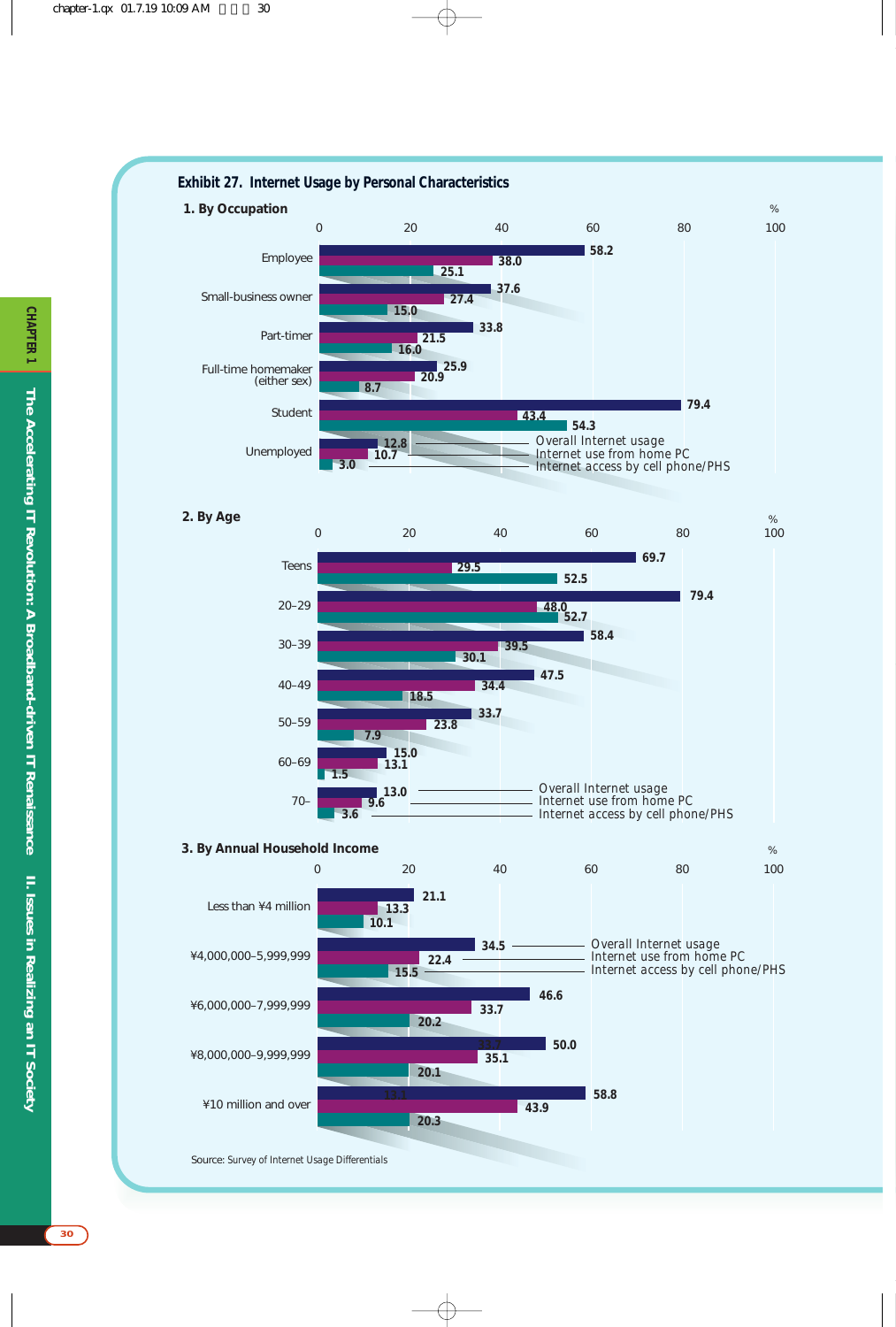## Exhibit 27. Internet Usage by Personal Characteristics

### 1. By Occupation

(%)

| | Overall Internet usage | Internet use from home PC | Internet access by cell phone/PHS |
|---|---|---|---|
| Employee | 58.2 | 38.0 | 25.1 |
| Small-business owner | 37.6 | 27.4 | 15.0 |
| Part-timer | 33.8 | 21.5 | 16.0 |
| Full-time homemaker (either sex) | 25.9 | 20.9 | 8.7 |
| Student | 79.4 | 43.4 | 54.3 |
| Unemployed | 12.8 | 10.7 | 3.0 |

### 2. By Age

(%)

| | Overall Internet usage | Internet use from home PC | Internet access by cell phone/PHS |
|---|---|---|---|
| Teens | 69.7 | 29.5 | 52.5 |
| 20–29 | 79.4 | 48.0 | 52.7 |
| 30–39 | 58.4 | 39.5 | 30.1 |
| 40–49 | 47.5 | 34.4 | 18.5 |
| 50–59 | 33.7 | 23.8 | 7.9 |
| 60–69 | 15.0 | 13.1 | 1.5 |
| 70– | 13.0 | 9.6 | 3.6 |

### 3. By Annual Household Income

(%)

| | Overall Internet usage | Internet use from home PC | Internet access by cell phone/PHS |
|---|---|---|---|
| Less than ¥4 million | 21.1 | 13.3 | 10.1 |
| ¥4,000,000–5,999,999 | 34.5 | 22.4 | 15.5 |
| ¥6,000,000–7,999,999 | 46.6 | 33.7 | 20.2 |
| ¥8,000,000–9,999,999 | 50.0 | 35.1 | 20.1 |
| ¥10 million and over | 58.8 | 43.9 | 20.3 |

Source: Survey of Internet Usage Differentials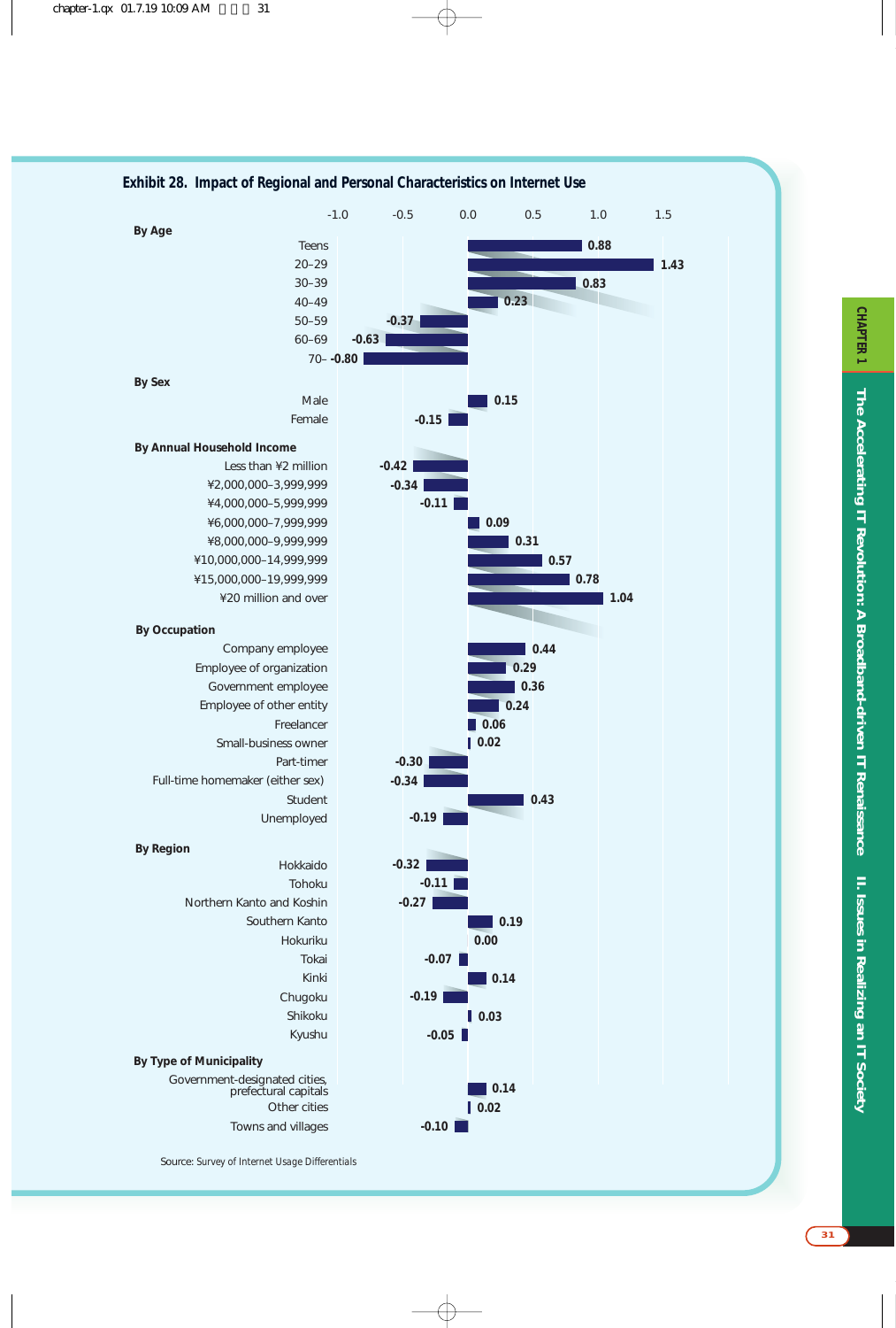### Exhibit 28. Impact of Regional and Personal Characteristics on Internet Use

| Category | Value |
|---|---|
| **By Age** | |
| Teens | 0.88 |
| 20–29 | 1.43 |
| 30–39 | 0.83 |
| 40–49 | 0.23 |
| 50–59 | -0.37 |
| 60–69 | -0.63 |
| 70– | -0.80 |
| **By Sex** | |
| Male | 0.15 |
| Female | -0.15 |
| **By Annual Household Income** | |
| Less than ¥2 million | -0.42 |
| ¥2,000,000–3,999,999 | -0.34 |
| ¥4,000,000–5,999,999 | -0.11 |
| ¥6,000,000–7,999,999 | 0.09 |
| ¥8,000,000–9,999,999 | 0.31 |
| ¥10,000,000–14,999,999 | 0.57 |
| ¥15,000,000–19,999,999 | 0.78 |
| ¥20 million and over | 1.04 |
| **By Occupation** | |
| Company employee | 0.44 |
| Employee of organization | 0.29 |
| Government employee | 0.36 |
| Employee of other entity | 0.24 |
| Freelancer | 0.06 |
| Small-business owner | 0.02 |
| Part-timer | -0.30 |
| Full-time homemaker (either sex) | -0.34 |
| Student | 0.43 |
| Unemployed | -0.19 |
| **By Region** | |
| Hokkaido | -0.32 |
| Tohoku | -0.11 |
| Northern Kanto and Koshin | -0.27 |
| Southern Kanto | 0.19 |
| Hokuriku | 0.00 |
| Tokai | -0.07 |
| Kinki | 0.14 |
| Chugoku | -0.19 |
| Shikoku | 0.03 |
| Kyushu | -0.05 |
| **By Type of Municipality** | |
| Government-designated cities, prefectural capitals | 0.14 |
| Other cities | 0.02 |
| Towns and villages | -0.10 |

Source: *Survey of Internet Usage Differentials*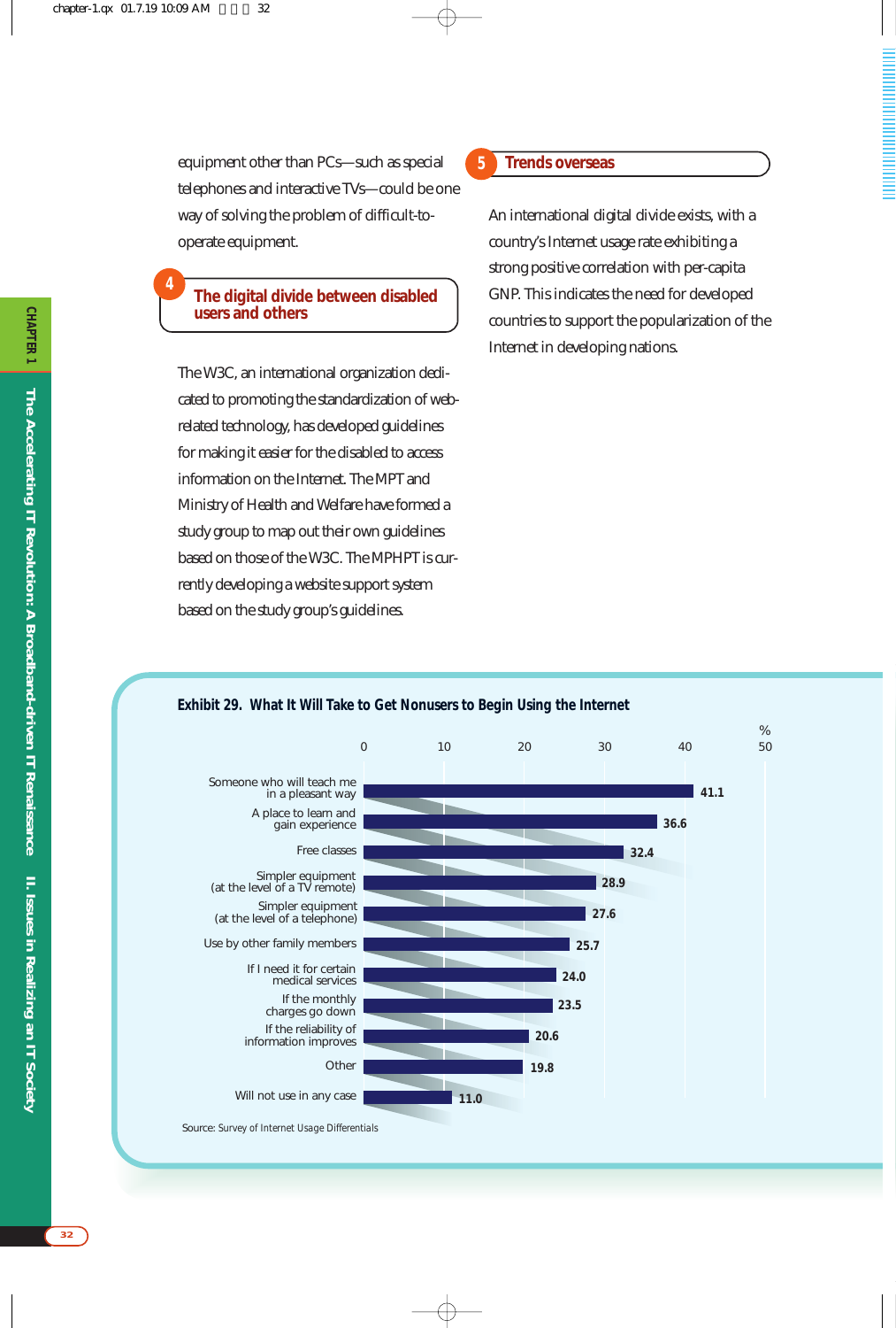equipment other than PCs—such as special telephones and interactive TVs—could be one way of solving the problem of difficult-to-operate equipment.

## 4 The digital divide between disabled users and others

The W3C, an international organization dedicated to promoting the standardization of web-related technology, has developed guidelines for making it easier for the disabled to access information on the Internet. The MPT and Ministry of Health and Welfare have formed a study group to map out their own guidelines based on those of the W3C. The MPHPT is currently developing a website support system based on the study group's guidelines.

## 5 Trends overseas

An international digital divide exists, with a country's Internet usage rate exhibiting a strong positive correlation with per-capita GNP. This indicates the need for developed countries to support the popularization of the Internet in developing nations.

**Exhibit 29. What It Will Take to Get Nonusers to Begin Using the Internet**

| Item | % |
|---|---|
| Someone who will teach me in a pleasant way | 41.1 |
| A place to learn and gain experience | 36.6 |
| Free classes | 32.4 |
| Simpler equipment (at the level of a TV remote) | 28.9 |
| Simpler equipment (at the level of a telephone) | 27.6 |
| Use by other family members | 25.7 |
| If I need it for certain medical services | 24.0 |
| If the monthly charges go down | 23.5 |
| If the reliability of information improves | 20.6 |
| Other | 19.8 |
| Will not use in any case | 11.0 |

Source: Survey of Internet Usage Differentials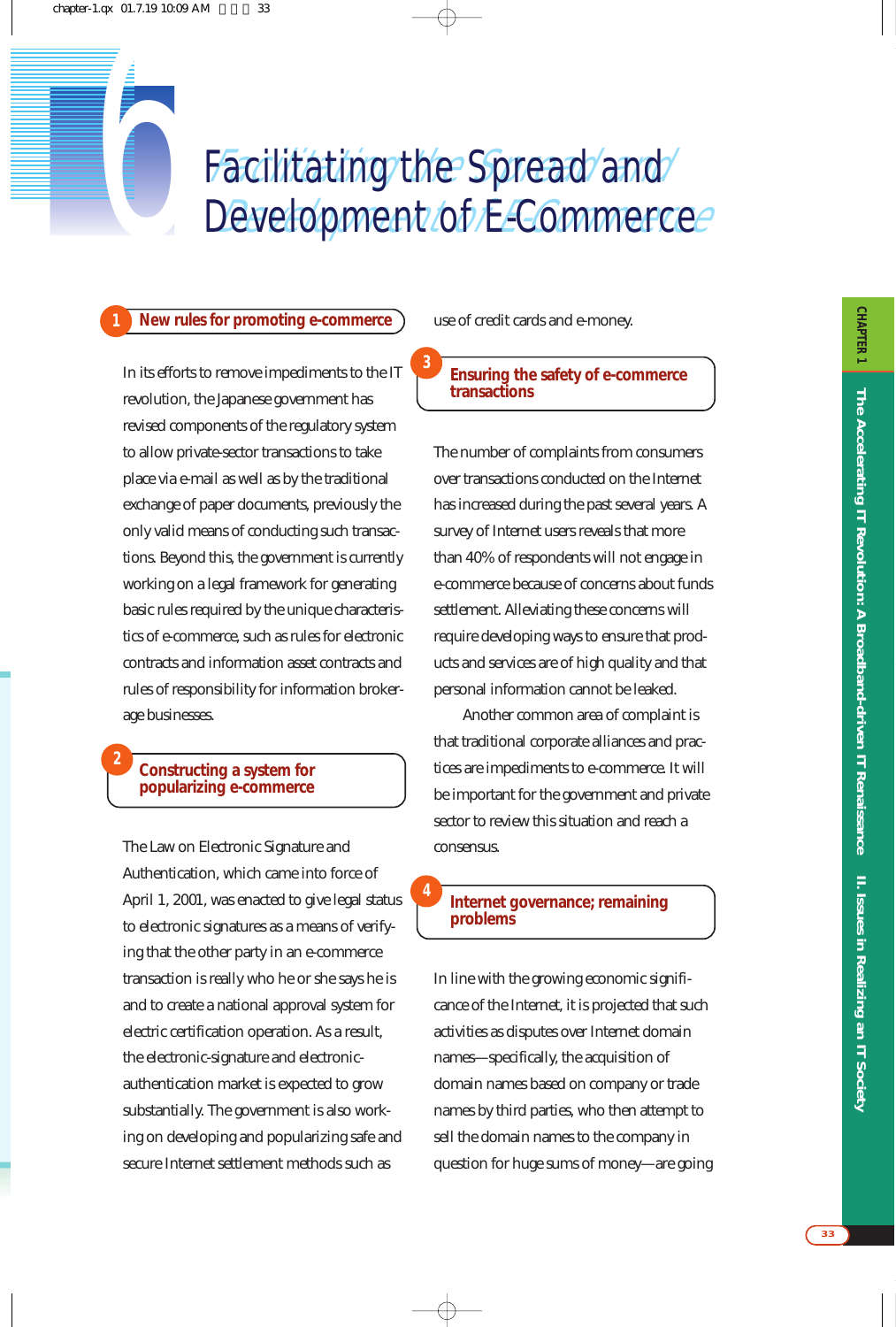# 6 Facilitating the Spread and Development of E-Commerce

## 1 New rules for promoting e-commerce

In its efforts to remove impediments to the IT revolution, the Japanese government has revised components of the regulatory system to allow private-sector transactions to take place via e-mail as well as by the traditional exchange of paper documents, previously the only valid means of conducting such transactions. Beyond this, the government is currently working on a legal framework for generating basic rules required by the unique characteristics of e-commerce, such as rules for electronic contracts and information asset contracts and rules of responsibility for information brokerage businesses.

## 2 Constructing a system for popularizing e-commerce

The Law on Electronic Signature and Authentication, which came into force of April 1, 2001, was enacted to give legal status to electronic signatures as a means of verifying that the other party in an e-commerce transaction is really who he or she says he is and to create a national approval system for electric certification operation. As a result, the electronic-signature and electronic-authentication market is expected to grow substantially. The government is also working on developing and popularizing safe and secure Internet settlement methods such as use of credit cards and e-money.

## 3 Ensuring the safety of e-commerce transactions

The number of complaints from consumers over transactions conducted on the Internet has increased during the past several years. A survey of Internet users reveals that more than 40% of respondents will not engage in e-commerce because of concerns about funds settlement. Alleviating these concerns will require developing ways to ensure that products and services are of high quality and that personal information cannot be leaked.

Another common area of complaint is that traditional corporate alliances and practices are impediments to e-commerce. It will be important for the government and private sector to review this situation and reach a consensus.

## 4 Internet governance; remaining problems

In line with the growing economic significance of the Internet, it is projected that such activities as disputes over Internet domain names—specifically, the acquisition of domain names based on company or trade names by third parties, who then attempt to sell the domain names to the company in question for huge sums of money—are going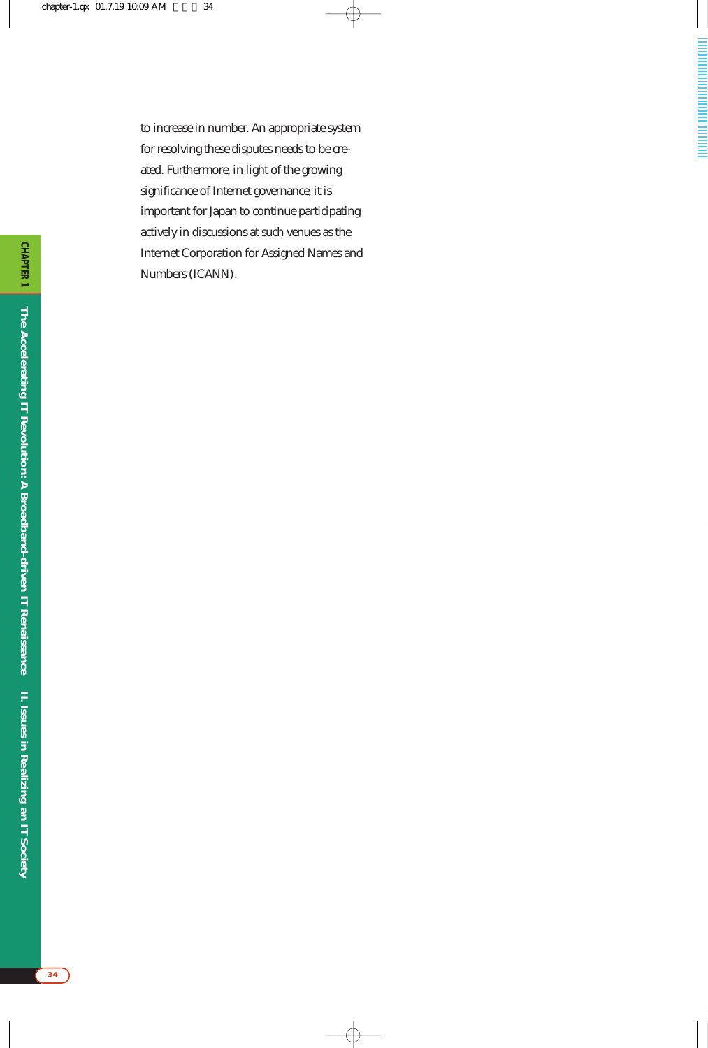to increase in number. An appropriate system for resolving these disputes needs to be created. Furthermore, in light of the growing significance of Internet governance, it is important for Japan to continue participating actively in discussions at such venues as the Internet Corporation for Assigned Names and Numbers (ICANN).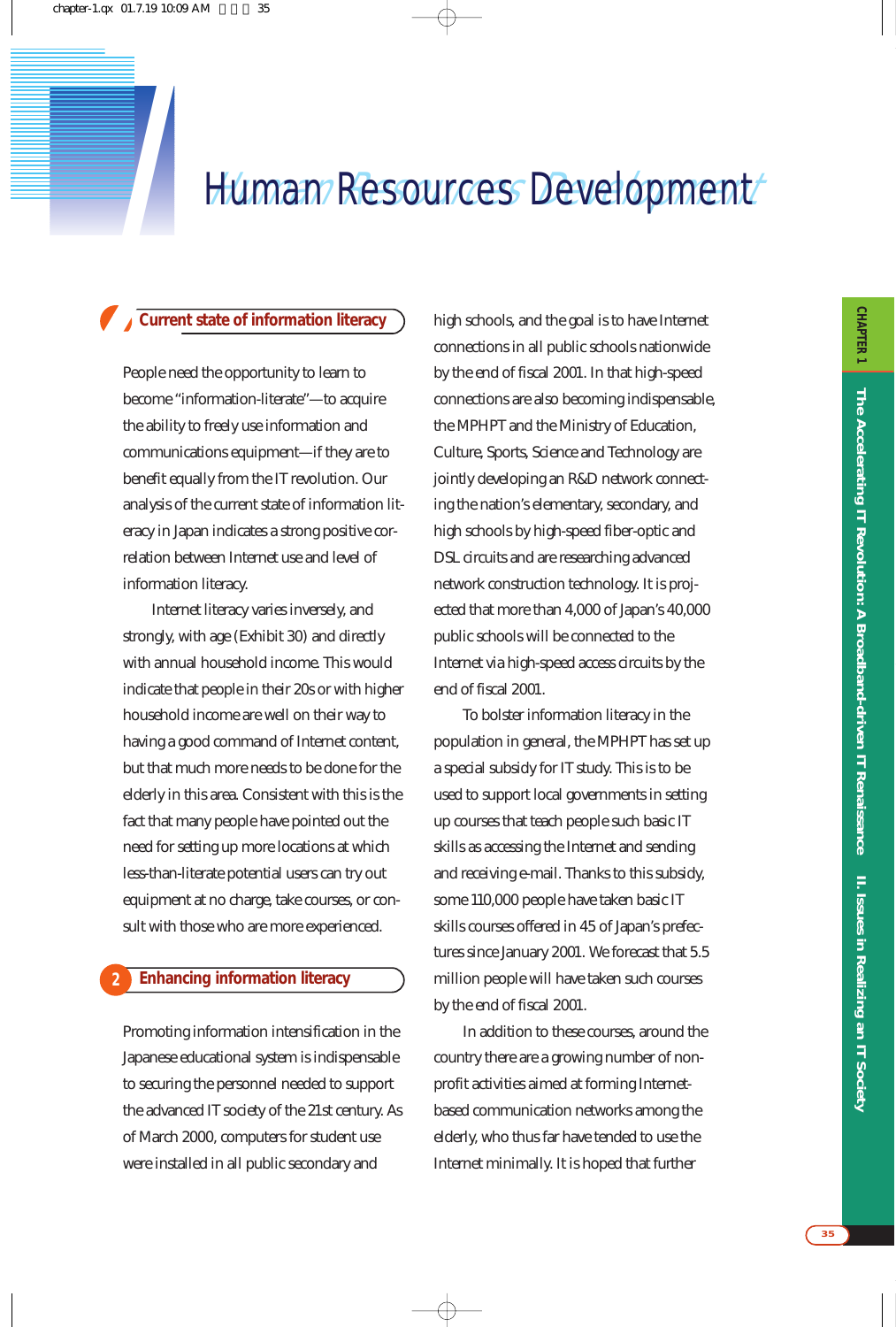# Human Resources Development

## 1 Current state of information literacy

People need the opportunity to learn to become "information-literate"—to acquire the ability to freely use information and communications equipment—if they are to benefit equally from the IT revolution. Our analysis of the current state of information literacy in Japan indicates a strong positive correlation between Internet use and level of information literacy.

Internet literacy varies inversely, and strongly, with age (Exhibit 30) and directly with annual household income. This would indicate that people in their 20s or with higher household income are well on their way to having a good command of Internet content, but that much more needs to be done for the elderly in this area. Consistent with this is the fact that many people have pointed out the need for setting up more locations at which less-than-literate potential users can try out equipment at no charge, take courses, or consult with those who are more experienced.

## 2 Enhancing information literacy

Promoting information intensification in the Japanese educational system is indispensable to securing the personnel needed to support the advanced IT society of the 21st century. As of March 2000, computers for student use were installed in all public secondary and high schools, and the goal is to have Internet connections in all public schools nationwide by the end of fiscal 2001. In that high-speed connections are also becoming indispensable, the MPHPT and the Ministry of Education, Culture, Sports, Science and Technology are jointly developing an R&D network connecting the nation's elementary, secondary, and high schools by high-speed fiber-optic and DSL circuits and are researching advanced network construction technology. It is projected that more than 4,000 of Japan's 40,000 public schools will be connected to the Internet via high-speed access circuits by the end of fiscal 2001.

To bolster information literacy in the population in general, the MPHPT has set up a special subsidy for IT study. This is to be used to support local governments in setting up courses that teach people such basic IT skills as accessing the Internet and sending and receiving e-mail. Thanks to this subsidy, some 110,000 people have taken basic IT skills courses offered in 45 of Japan's prefectures since January 2001. We forecast that 5.5 million people will have taken such courses by the end of fiscal 2001.

In addition to these courses, around the country there are a growing number of non-profit activities aimed at forming Internet-based communication networks among the elderly, who thus far have tended to use the Internet minimally. It is hoped that further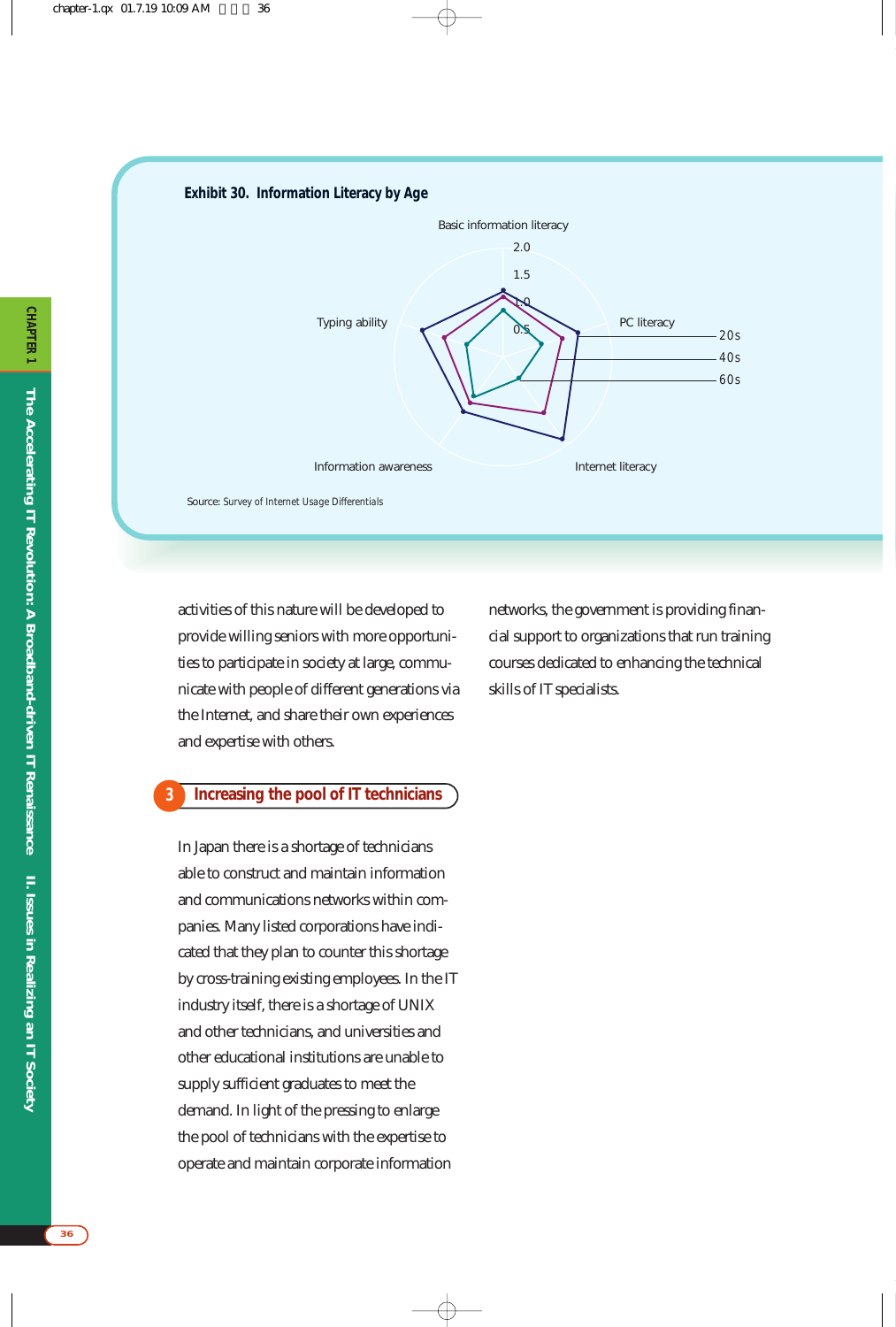**Exhibit 30. Information Literacy by Age**

Basic information literacy

2.0

1.5

1.0

0.5

PC literacy

Typing ability

Internet literacy

Information awareness

20s

40s

60s

Source: Survey of Internet Usage Differentials

activities of this nature will be developed to provide willing seniors with more opportunities to participate in society at large, communicate with people of different generations via the Internet, and share their own experiences and expertise with others.

## 3 Increasing the pool of IT technicians

In Japan there is a shortage of technicians able to construct and maintain information and communications networks within companies. Many listed corporations have indicated that they plan to counter this shortage by cross-training existing employees. In the IT industry itself, there is a shortage of UNIX and other technicians, and universities and other educational institutions are unable to supply sufficient graduates to meet the demand. In light of the pressing to enlarge the pool of technicians with the expertise to operate and maintain corporate information networks, the government is providing financial support to organizations that run training courses dedicated to enhancing the technical skills of IT specialists.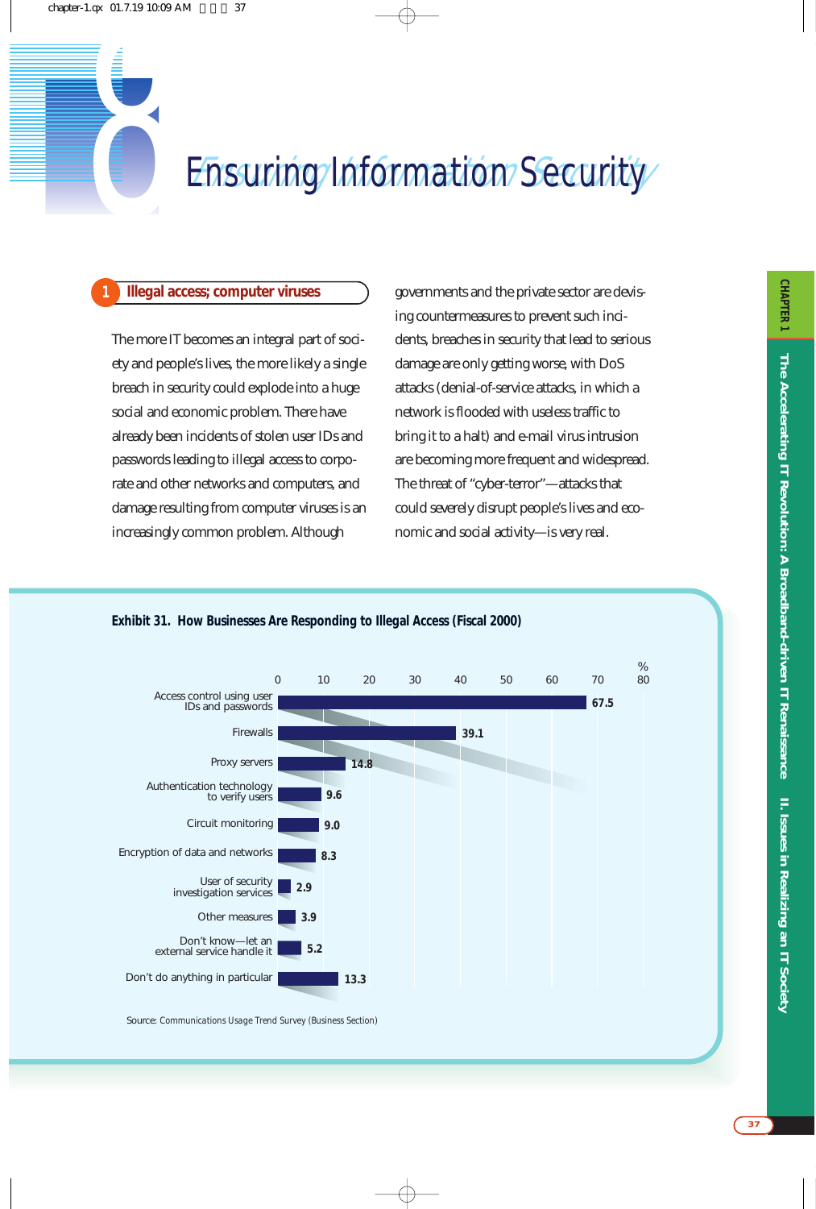# 8 Ensuring Information Security

## 1 Illegal access; computer viruses

The more IT becomes an integral part of society and people's lives, the more likely a single breach in security could explode into a huge social and economic problem. There have already been incidents of stolen user IDs and passwords leading to illegal access to corporate and other networks and computers, and damage resulting from computer viruses is an increasingly common problem. Although governments and the private sector are devising countermeasures to prevent such incidents, breaches in security that lead to serious damage are only getting worse, with DoS attacks (denial-of-service attacks, in which a network is flooded with useless traffic to bring it to a halt) and e-mail virus intrusion are becoming more frequent and widespread. The threat of "cyber-terror"—attacks that could severely disrupt people's lives and economic and social activity—is very real.

**Exhibit 31. How Businesses Are Responding to Illegal Access (Fiscal 2000)**

| Measure | % |
|---|---|
| Access control using user IDs and passwords | 67.5 |
| Firewalls | 39.1 |
| Proxy servers | 14.8 |
| Authentication technology to verify users | 9.6 |
| Circuit monitoring | 9.0 |
| Encryption of data and networks | 8.3 |
| User of security investigation services | 2.9 |
| Other measures | 3.9 |
| Don't know—let an external service handle it | 5.2 |
| Don't do anything in particular | 13.3 |

Source: Communications Usage Trend Survey (Business Section)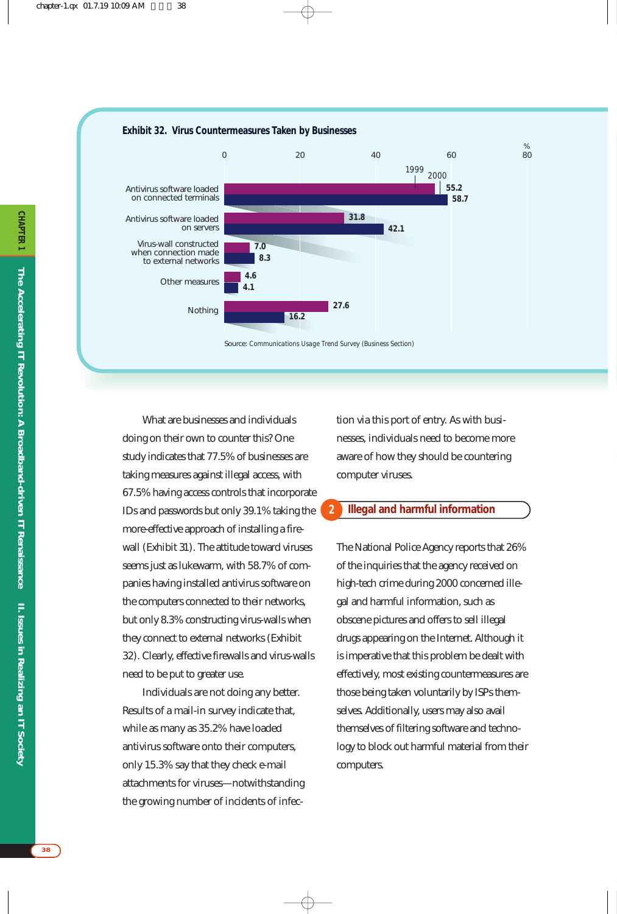**Exhibit 32. Virus Countermeasures Taken by Businesses**

| Countermeasure | 1999 (%) | 2000 (%) |
|---|---|---|
| Antivirus software loaded on connected terminals | 55.2 | 58.7 |
| Antivirus software loaded on servers | 31.8 | 42.1 |
| Virus-wall constructed when connection made to external networks | 7.0 | 8.3 |
| Other measures | 4.6 | 4.1 |
| Nothing | 27.6 | 16.2 |

Source: Communications Usage Trend Survey (Business Section)

What are businesses and individuals doing on their own to counter this? One study indicates that 77.5% of businesses are taking measures against illegal access, with 67.5% having access controls that incorporate IDs and passwords but only 39.1% taking the more-effective approach of installing a firewall (Exhibit 31). The attitude toward viruses seems just as lukewarm, with 58.7% of companies having installed antivirus software on the computers connected to their networks, but only 8.3% constructing virus-walls when they connect to external networks (Exhibit 32). Clearly, effective firewalls and virus-walls need to be put to greater use.

Individuals are not doing any better. Results of a mail-in survey indicate that, while as many as 35.2% have loaded antivirus software onto their computers, only 15.3% say that they check e-mail attachments for viruses—notwithstanding the growing number of incidents of infection via this port of entry. As with businesses, individuals need to become more aware of how they should be countering computer viruses.

## 2 Illegal and harmful information

The National Police Agency reports that 26% of the inquiries that the agency received on high-tech crime during 2000 concerned illegal and harmful information, such as obscene pictures and offers to sell illegal drugs appearing on the Internet. Although it is imperative that this problem be dealt with effectively, most existing countermeasures are those being taken voluntarily by ISPs themselves. Additionally, users may also avail themselves of filtering software and technology to block out harmful material from their computers.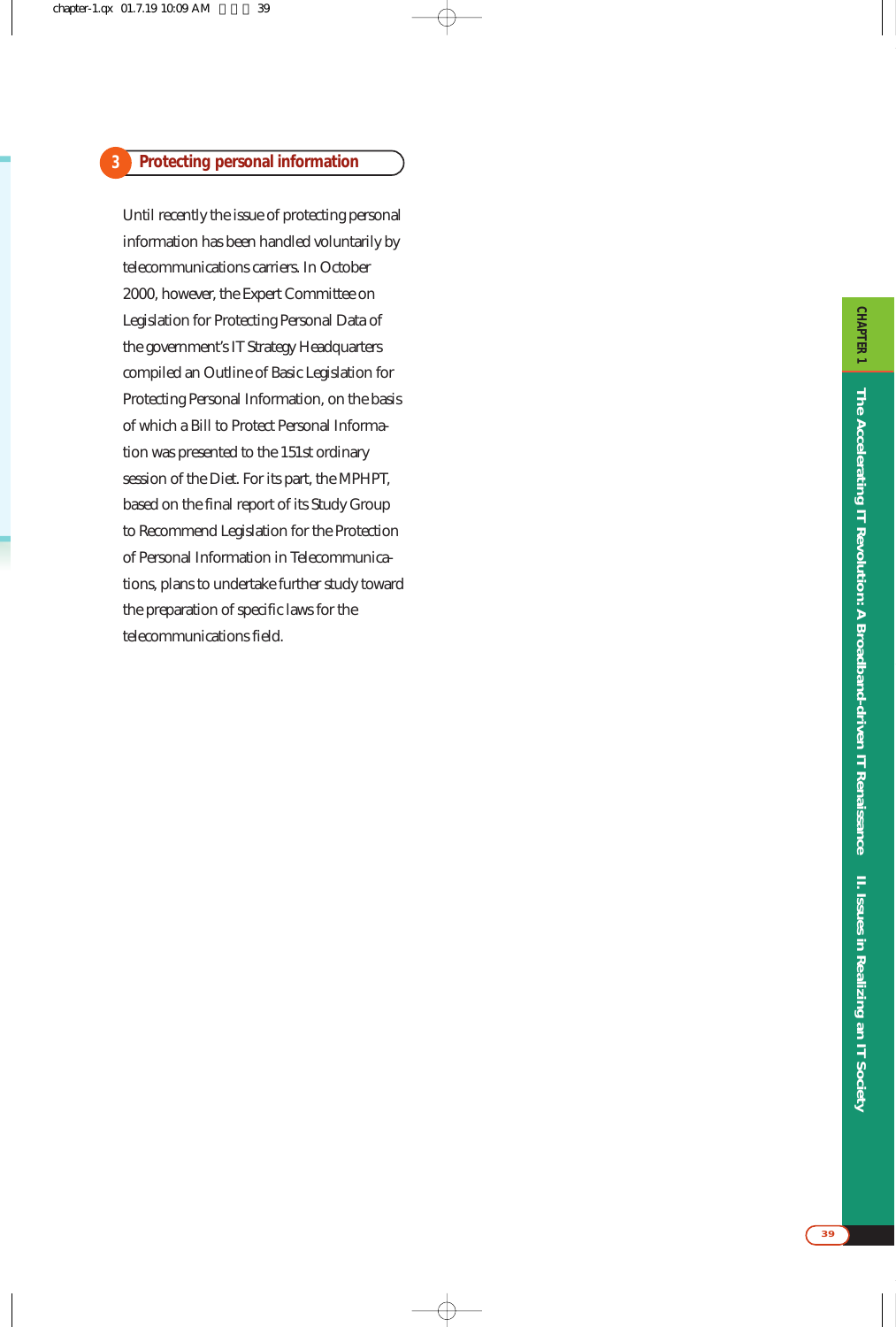### 3 Protecting personal information

Until recently the issue of protecting personal information has been handled voluntarily by telecommunications carriers. In October 2000, however, the Expert Committee on Legislation for Protecting Personal Data of the government's IT Strategy Headquarters compiled an Outline of Basic Legislation for Protecting Personal Information, on the basis of which a Bill to Protect Personal Information was presented to the 151st ordinary session of the Diet. For its part, the MPHPT, based on the final report of its Study Group to Recommend Legislation for the Protection of Personal Information in Telecommunications, plans to undertake further study toward the preparation of specific laws for the telecommunications field.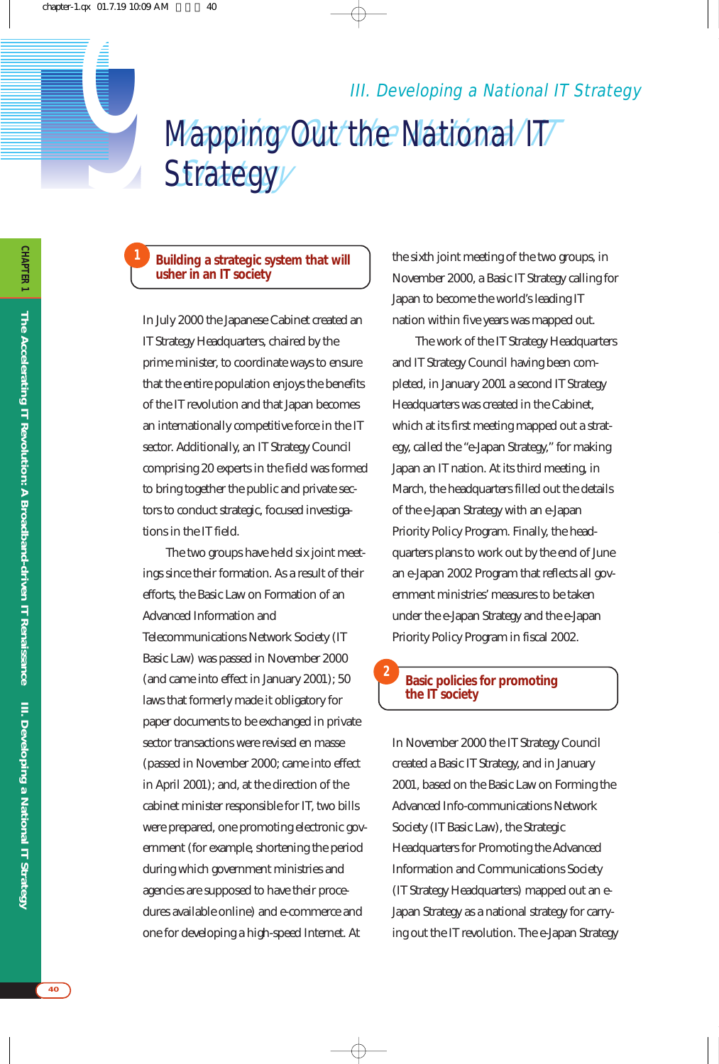### III. Developing a National IT Strategy

# 9 Mapping Out the National IT Strategy

## 1 Building a strategic system that will usher in an IT society

In July 2000 the Japanese Cabinet created an IT Strategy Headquarters, chaired by the prime minister, to coordinate ways to ensure that the entire population enjoys the benefits of the IT revolution and that Japan becomes an internationally competitive force in the IT sector. Additionally, an IT Strategy Council comprising 20 experts in the field was formed to bring together the public and private sectors to conduct strategic, focused investigations in the IT field.

The two groups have held six joint meetings since their formation. As a result of their efforts, the Basic Law on Formation of an Advanced Information and Telecommunications Network Society (IT Basic Law) was passed in November 2000 (and came into effect in January 2001); 50 laws that formerly made it obligatory for paper documents to be exchanged in private sector transactions were revised en masse (passed in November 2000; came into effect in April 2001); and, at the direction of the cabinet minister responsible for IT, two bills were prepared, one promoting electronic government (for example, shortening the period during which government ministries and agencies are supposed to have their procedures available online) and e-commerce and one for developing a high-speed Internet. At the sixth joint meeting of the two groups, in November 2000, a Basic IT Strategy calling for Japan to become the world's leading IT nation within five years was mapped out.

The work of the IT Strategy Headquarters and IT Strategy Council having been completed, in January 2001 a second IT Strategy Headquarters was created in the Cabinet, which at its first meeting mapped out a strategy, called the "e-Japan Strategy," for making Japan an IT nation. At its third meeting, in March, the headquarters filled out the details of the e-Japan Strategy with an e-Japan Priority Policy Program. Finally, the headquarters plans to work out by the end of June an e-Japan 2002 Program that reflects all government ministries' measures to be taken under the e-Japan Strategy and the e-Japan Priority Policy Program in fiscal 2002.

## 2 Basic policies for promoting the IT society

In November 2000 the IT Strategy Council created a Basic IT Strategy, and in January 2001, based on the Basic Law on Forming the Advanced Info-communications Network Society (IT Basic Law), the Strategic Headquarters for Promoting the Advanced Information and Communications Society (IT Strategy Headquarters) mapped out an e-Japan Strategy as a national strategy for carrying out the IT revolution. The e-Japan Strategy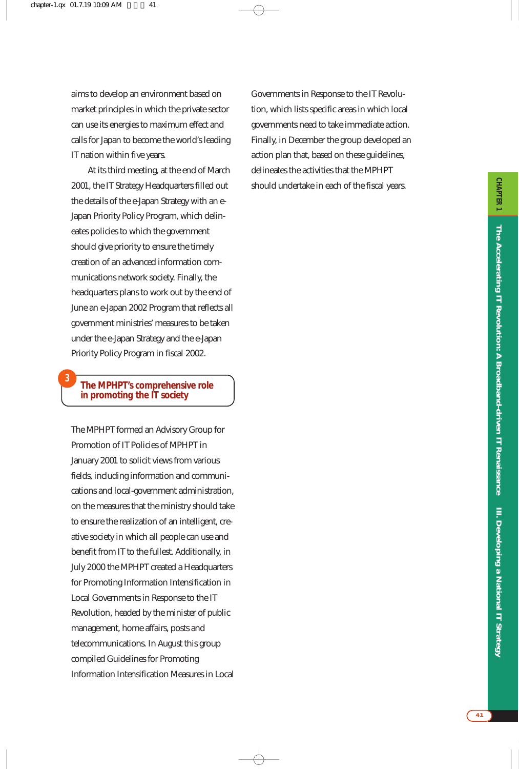aims to develop an environment based on market principles in which the private sector can use its energies to maximum effect and calls for Japan to become the world's leading IT nation within five years.

At its third meeting, at the end of March 2001, the IT Strategy Headquarters filled out the details of the e-Japan Strategy with an e-Japan Priority Policy Program, which delineates policies to which the government should give priority to ensure the timely creation of an advanced information communications network society. Finally, the headquarters plans to work out by the end of June an e-Japan 2002 Program that reflects all government ministries' measures to be taken under the e-Japan Strategy and the e-Japan Priority Policy Program in fiscal 2002.

### 3 The MPHPT's comprehensive role in promoting the IT society

The MPHPT formed an Advisory Group for Promotion of IT Policies of MPHPT in January 2001 to solicit views from various fields, including information and communications and local-government administration, on the measures that the ministry should take to ensure the realization of an intelligent, creative society in which all people can use and benefit from IT to the fullest. Additionally, in July 2000 the MPHPT created a Headquarters for Promoting Information Intensification in Local Governments in Response to the IT Revolution, headed by the minister of public management, home affairs, posts and telecommunications. In August this group compiled Guidelines for Promoting Information Intensification Measures in Local Governments in Response to the IT Revolution, which lists specific areas in which local governments need to take immediate action. Finally, in December the group developed an action plan that, based on these guidelines, delineates the activities that the MPHPT should undertake in each of the fiscal years.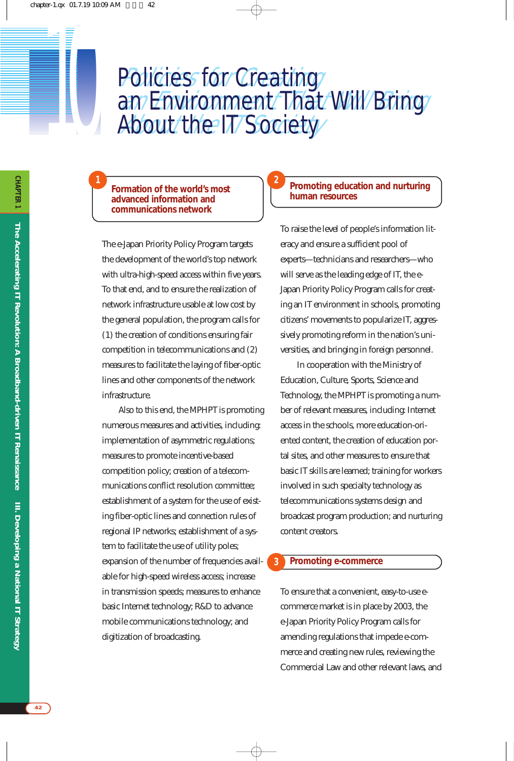# 10 Policies for Creating an Environment That Will Bring About the IT Society

## 1 Formation of the world's most advanced information and communications network

The e-Japan Priority Policy Program targets the development of the world's top network with ultra-high-speed access within five years. To that end, and to ensure the realization of network infrastructure usable at low cost by the general population, the program calls for (1) the creation of conditions ensuring fair competition in telecommunications and (2) measures to facilitate the laying of fiber-optic lines and other components of the network infrastructure.

Also to this end, the MPHPT is promoting numerous measures and activities, including: implementation of asymmetric regulations; measures to promote incentive-based competition policy; creation of a telecommunications conflict resolution committee; establishment of a system for the use of existing fiber-optic lines and connection rules of regional IP networks; establishment of a system to facilitate the use of utility poles; expansion of the number of frequencies available for high-speed wireless access; increase in transmission speeds; measures to enhance basic Internet technology; R&D to advance mobile communications technology; and digitization of broadcasting.

## 2 Promoting education and nurturing human resources

To raise the level of people's information literacy and ensure a sufficient pool of experts—technicians and researchers—who will serve as the leading edge of IT, the e-Japan Priority Policy Program calls for creating an IT environment in schools, promoting citizens' movements to popularize IT, aggressively promoting reform in the nation's universities, and bringing in foreign personnel.

In cooperation with the Ministry of Education, Culture, Sports, Science and Technology, the MPHPT is promoting a number of relevant measures, including: Internet access in the schools, more education-oriented content, the creation of education portal sites, and other measures to ensure that basic IT skills are learned; training for workers involved in such specialty technology as telecommunications systems design and broadcast program production; and nurturing content creators.

## 3 Promoting e-commerce

To ensure that a convenient, easy-to-use e-commerce market is in place by 2003, the e-Japan Priority Policy Program calls for amending regulations that impede e-commerce and creating new rules, reviewing the Commercial Law and other relevant laws, and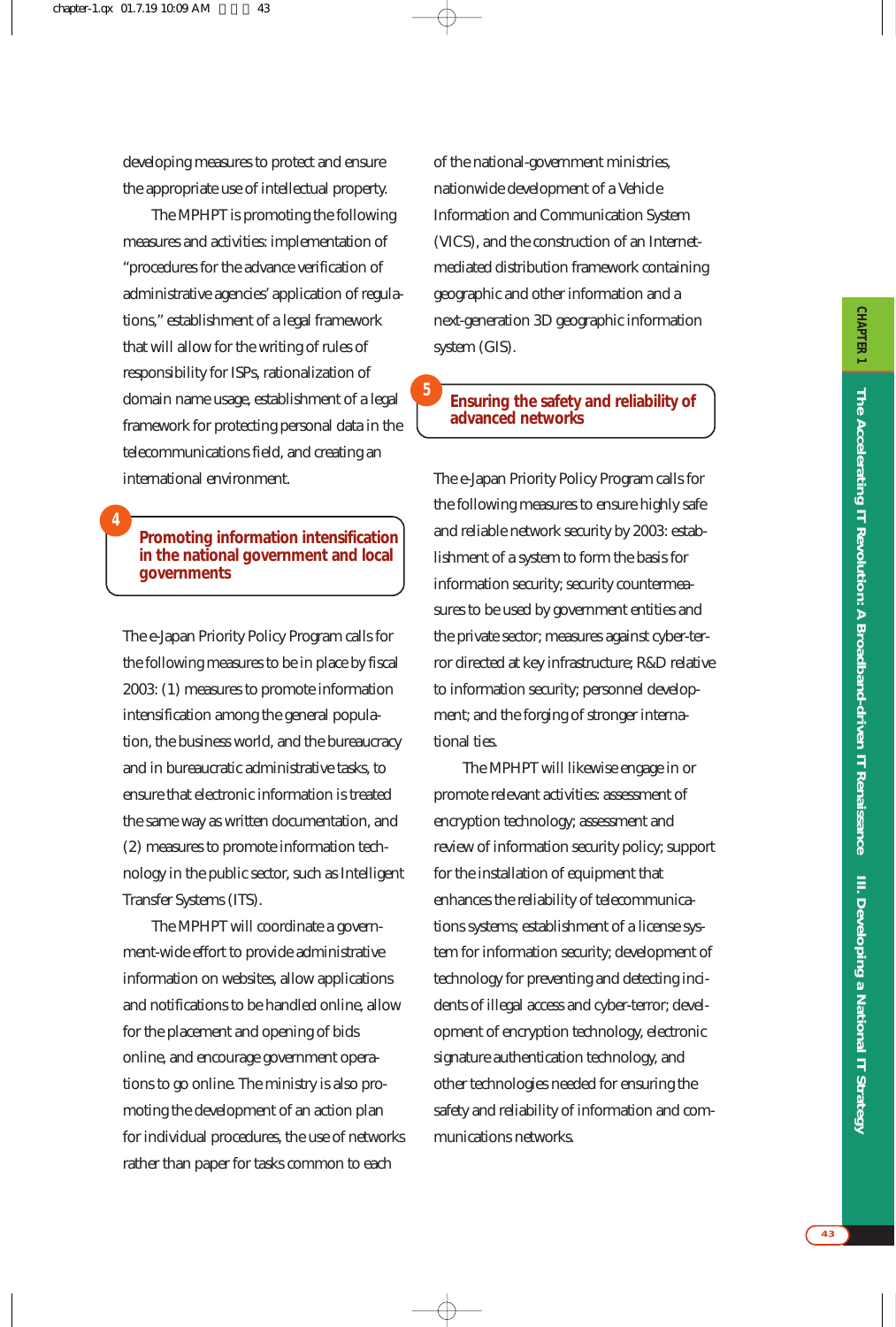developing measures to protect and ensure the appropriate use of intellectual property.

The MPHPT is promoting the following measures and activities: implementation of "procedures for the advance verification of administrative agencies' application of regulations," establishment of a legal framework that will allow for the writing of rules of responsibility for ISPs, rationalization of domain name usage, establishment of a legal framework for protecting personal data in the telecommunications field, and creating an international environment.

## 4 Promoting information intensification in the national government and local governments

The e-Japan Priority Policy Program calls for the following measures to be in place by fiscal 2003: (1) measures to promote information intensification among the general population, the business world, and the bureaucracy and in bureaucratic administrative tasks, to ensure that electronic information is treated the same way as written documentation, and (2) measures to promote information technology in the public sector, such as Intelligent Transfer Systems (ITS).

The MPHPT will coordinate a government-wide effort to provide administrative information on websites, allow applications and notifications to be handled online, allow for the placement and opening of bids online, and encourage government operations to go online. The ministry is also promoting the development of an action plan for individual procedures, the use of networks rather than paper for tasks common to each of the national-government ministries, nationwide development of a Vehicle Information and Communication System (VICS), and the construction of an Internet-mediated distribution framework containing geographic and other information and a next-generation 3D geographic information system (GIS).

## 5 Ensuring the safety and reliability of advanced networks

The e-Japan Priority Policy Program calls for the following measures to ensure highly safe and reliable network security by 2003: establishment of a system to form the basis for information security; security countermeasures to be used by government entities and the private sector; measures against cyber-terror directed at key infrastructure; R&D relative to information security; personnel development; and the forging of stronger international ties.

The MPHPT will likewise engage in or promote relevant activities: assessment of encryption technology; assessment and review of information security policy; support for the installation of equipment that enhances the reliability of telecommunications systems; establishment of a license system for information security; development of technology for preventing and detecting incidents of illegal access and cyber-terror; development of encryption technology, electronic signature authentication technology, and other technologies needed for ensuring the safety and reliability of information and communications networks.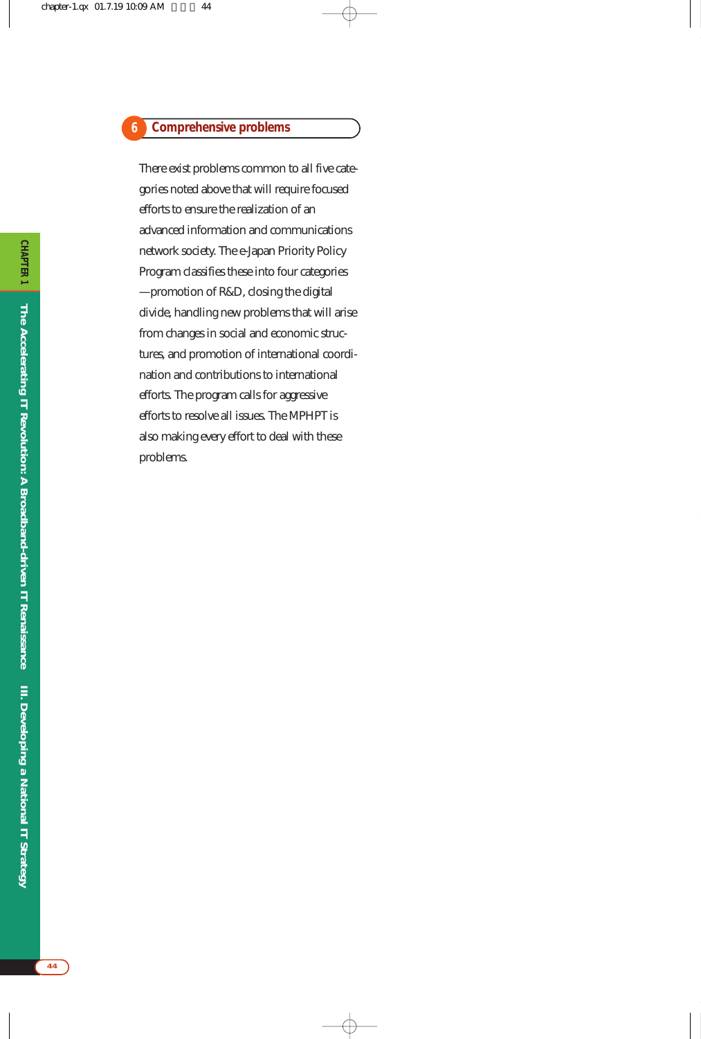## 6 Comprehensive problems

There exist problems common to all five categories noted above that will require focused efforts to ensure the realization of an advanced information and communications network society. The e-Japan Priority Policy Program classifies these into four categories —promotion of R&D, closing the digital divide, handling new problems that will arise from changes in social and economic structures, and promotion of international coordination and contributions to international efforts. The program calls for aggressive efforts to resolve all issues. The MPHPT is also making every effort to deal with these problems.